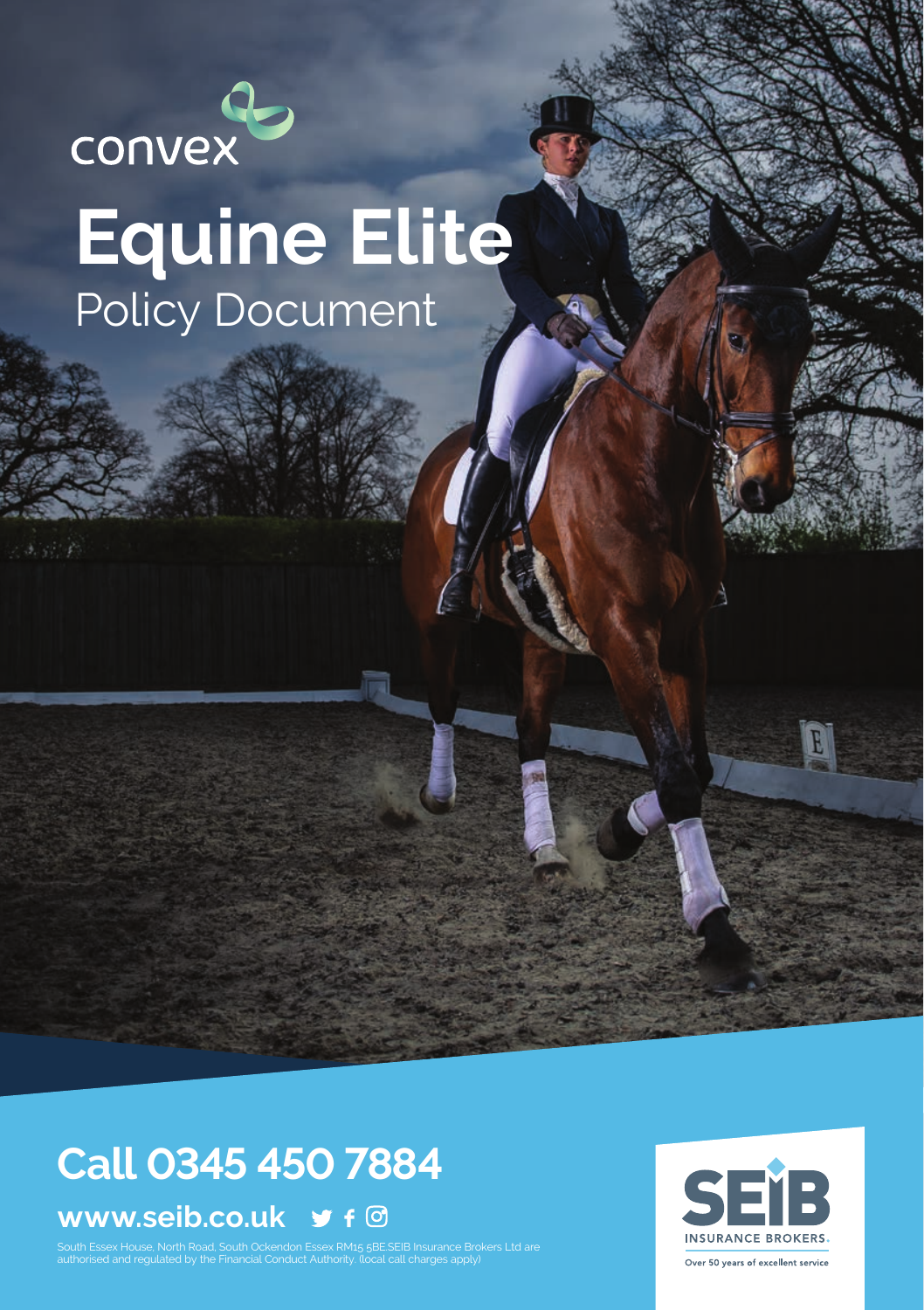convex

# Equine Elite

Policy Document

## Call 0345 450 7884

**www.seib.co.uk**

South Essex House, North Road, South Ockendon Essex RM15 5BE.SEIB Insurance Brokers Ltd are authorised and regulated by the Financial Conduct Authority. (local call charges apply)

SEIB INSURANCE BROKERS

Over 50 years of excellent service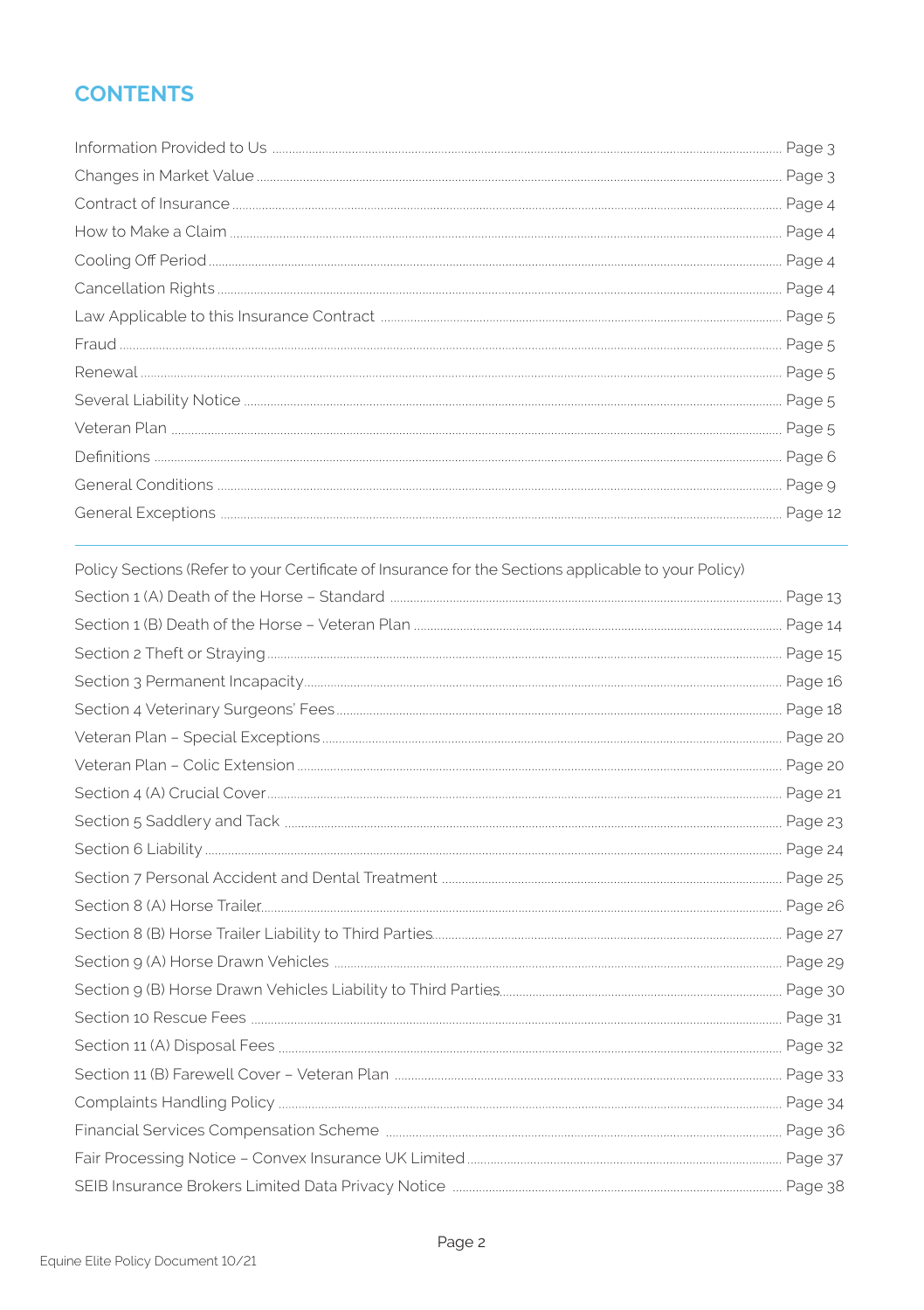## CONTENTS

| | |
|---|---|
| Information Provided to Us | Page 3 |
| Changes in Market Value | Page 3 |
| Contract of Insurance | Page 4 |
| How to Make a Claim | Page 4 |
| Cooling Off Period | Page 4 |
| Cancellation Rights | Page 4 |
| Law Applicable to this Insurance Contract | Page 5 |
| Fraud | Page 5 |
| Renewal | Page 5 |
| Several Liability Notice | Page 5 |
| Veteran Plan | Page 5 |
| Definitions | Page 6 |
| General Conditions | Page 9 |
| General Exceptions | Page 12 |

Policy Sections (Refer to your Certificate of Insurance for the Sections applicable to your Policy)

| | |
|---|---|
| Section 1 (A) Death of the Horse – Standard | Page 13 |
| Section 1 (B) Death of the Horse – Veteran Plan | Page 14 |
| Section 2 Theft or Straying | Page 15 |
| Section 3 Permanent Incapacity | Page 16 |
| Section 4 Veterinary Surgeons' Fees | Page 18 |
| Veteran Plan – Special Exceptions | Page 20 |
| Veteran Plan – Colic Extension | Page 20 |
| Section 4 (A) Crucial Cover | Page 21 |
| Section 5 Saddlery and Tack | Page 23 |
| Section 6 Liability | Page 24 |
| Section 7 Personal Accident and Dental Treatment | Page 25 |
| Section 8 (A) Horse Trailer | Page 26 |
| Section 8 (B) Horse Trailer Liability to Third Parties | Page 27 |
| Section 9 (A) Horse Drawn Vehicles | Page 29 |
| Section 9 (B) Horse Drawn Vehicles Liability to Third Parties | Page 30 |
| Section 10 Rescue Fees | Page 31 |
| Section 11 (A) Disposal Fees | Page 32 |
| Section 11 (B) Farewell Cover – Veteran Plan | Page 33 |
| Complaints Handling Policy | Page 34 |
| Financial Services Compensation Scheme | Page 36 |
| Fair Processing Notice – Convex Insurance UK Limited | Page 37 |
| SEIB Insurance Brokers Limited Data Privacy Notice | Page 38 |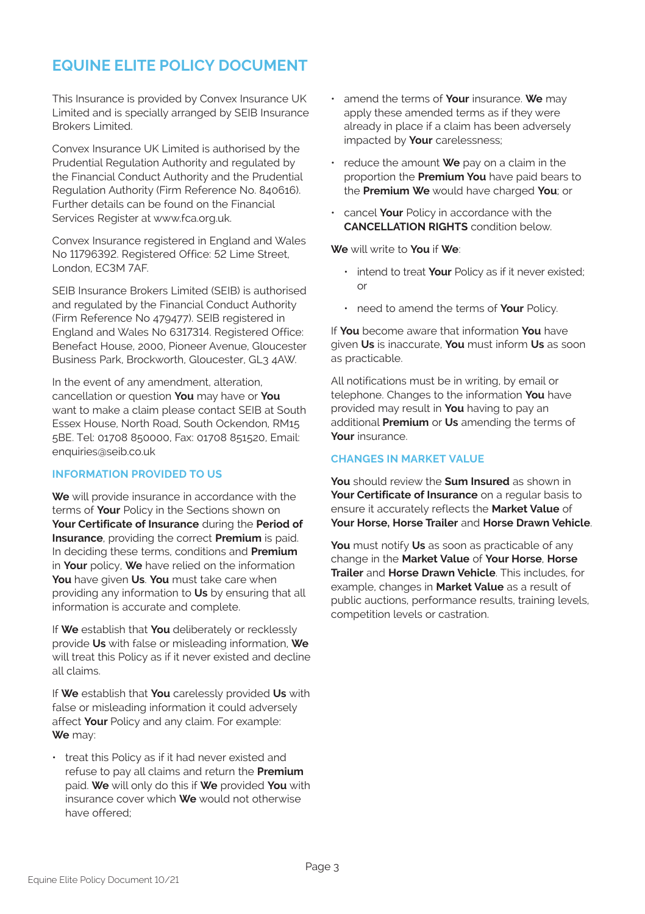# EQUINE ELITE POLICY DOCUMENT

This Insurance is provided by Convex Insurance UK Limited and is specially arranged by SEIB Insurance Brokers Limited.

Convex Insurance UK Limited is authorised by the Prudential Regulation Authority and regulated by the Financial Conduct Authority and the Prudential Regulation Authority (Firm Reference No. 840616). Further details can be found on the Financial Services Register at www.fca.org.uk.

Convex Insurance registered in England and Wales No 11796392. Registered Office: 52 Lime Street, London, EC3M 7AF.

SEIB Insurance Brokers Limited (SEIB) is authorised and regulated by the Financial Conduct Authority (Firm Reference No 479477). SEIB registered in England and Wales No 6317314. Registered Office: Benefact House, 2000, Pioneer Avenue, Gloucester Business Park, Brockworth, Gloucester, GL3 4AW.

In the event of any amendment, alteration, cancellation or question **You** may have or **You** want to make a claim please contact SEIB at South Essex House, North Road, South Ockendon, RM15 5BE. Tel: 01708 850000, Fax: 01708 851520, Email: enquiries@seib.co.uk

## INFORMATION PROVIDED TO US

**We** will provide insurance in accordance with the terms of **Your** Policy in the Sections shown on **Your Certificate of Insurance** during the **Period of Insurance**, providing the correct **Premium** is paid. In deciding these terms, conditions and **Premium** in **Your** policy, **We** have relied on the information **You** have given **Us**. **You** must take care when providing any information to **Us** by ensuring that all information is accurate and complete.

If **We** establish that **You** deliberately or recklessly provide **Us** with false or misleading information, **We** will treat this Policy as if it never existed and decline all claims.

If **We** establish that **You** carelessly provided **Us** with false or misleading information it could adversely affect **Your** Policy and any claim. For example: **We** may:

- treat this Policy as if it had never existed and refuse to pay all claims and return the **Premium** paid. **We** will only do this if **We** provided **You** with insurance cover which **We** would not otherwise have offered;
- amend the terms of **Your** insurance. **We** may apply these amended terms as if they were already in place if a claim has been adversely impacted by **Your** carelessness;
- reduce the amount **We** pay on a claim in the proportion the **Premium You** have paid bears to the **Premium We** would have charged **You**; or
- cancel **Your** Policy in accordance with the **CANCELLATION RIGHTS** condition below.

**We** will write to **You** if **We**:

- intend to treat **Your** Policy as if it never existed; or
- need to amend the terms of **Your** Policy.

If **You** become aware that information **You** have given **Us** is inaccurate, **You** must inform **Us** as soon as practicable.

All notifications must be in writing, by email or telephone. Changes to the information **You** have provided may result in **You** having to pay an additional **Premium** or **Us** amending the terms of **Your** insurance.

## CHANGES IN MARKET VALUE

**You** should review the **Sum Insured** as shown in **Your Certificate of Insurance** on a regular basis to ensure it accurately reflects the **Market Value** of **Your Horse, Horse Trailer** and **Horse Drawn Vehicle**.

**You** must notify **Us** as soon as practicable of any change in the **Market Value** of **Your Horse**, **Horse Trailer** and **Horse Drawn Vehicle**. This includes, for example, changes in **Market Value** as a result of public auctions, performance results, training levels, competition levels or castration.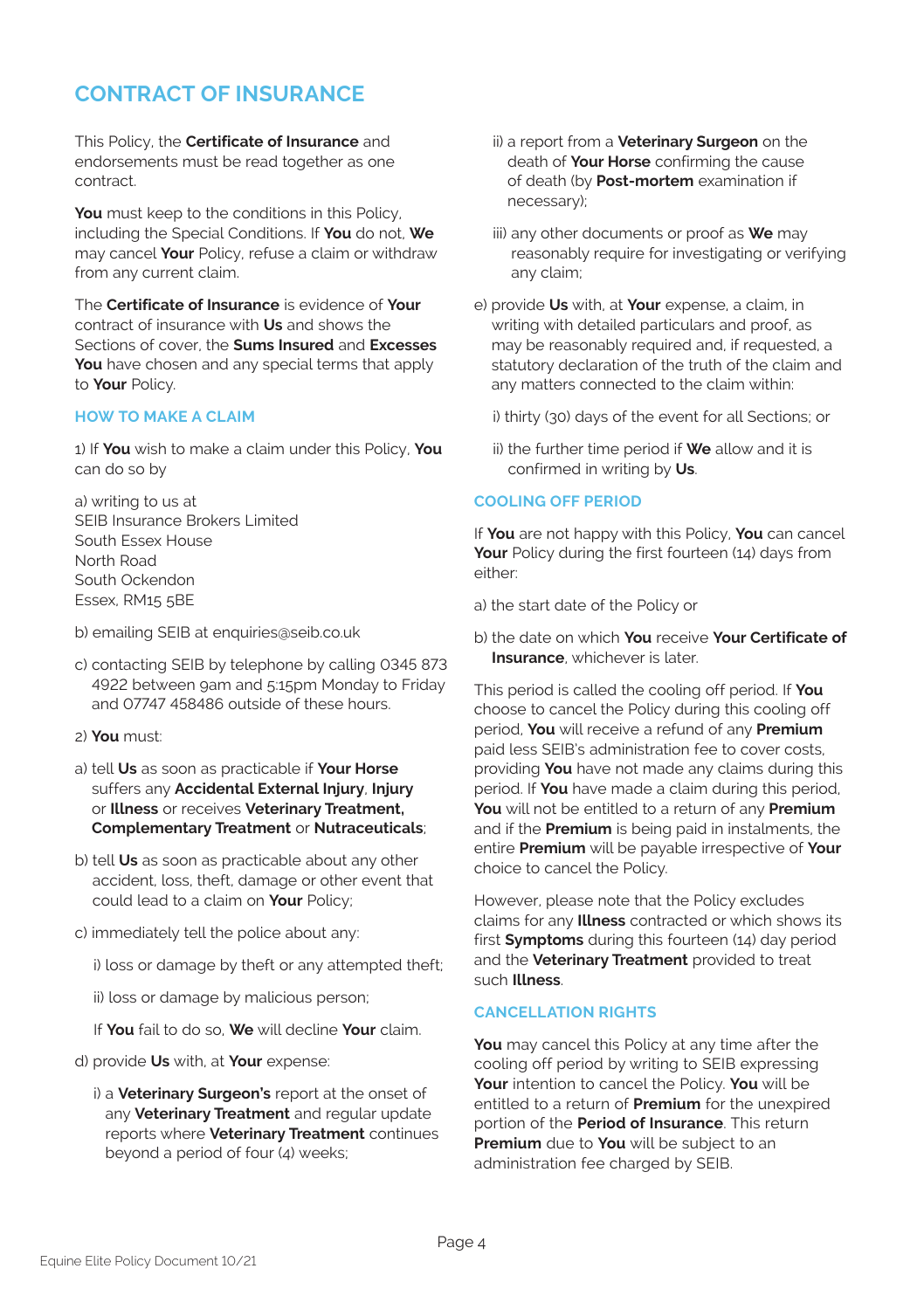# CONTRACT OF INSURANCE

This Policy, the **Certificate of Insurance** and endorsements must be read together as one contract.

**You** must keep to the conditions in this Policy, including the Special Conditions. If **You** do not, **We** may cancel **Your** Policy, refuse a claim or withdraw from any current claim.

The **Certificate of Insurance** is evidence of **Your** contract of insurance with **Us** and shows the Sections of cover, the **Sums Insured** and **Excesses** **You** have chosen and any special terms that apply to **Your** Policy.

## HOW TO MAKE A CLAIM

1) If **You** wish to make a claim under this Policy, **You** can do so by

a) writing to us at
SEIB Insurance Brokers Limited
South Essex House
North Road
South Ockendon
Essex, RM15 5BE

b) emailing SEIB at enquiries@seib.co.uk

c) contacting SEIB by telephone by calling 0345 873 4922 between 9am and 5:15pm Monday to Friday and 07747 458486 outside of these hours.

2) **You** must:

a) tell **Us** as soon as practicable if **Your Horse** suffers any **Accidental External Injury**, **Injury** or **Illness** or receives **Veterinary Treatment, Complementary Treatment** or **Nutraceuticals**;

b) tell **Us** as soon as practicable about any other accident, loss, theft, damage or other event that could lead to a claim on **Your** Policy;

c) immediately tell the police about any:

i) loss or damage by theft or any attempted theft;

ii) loss or damage by malicious person;

If **You** fail to do so, **We** will decline **Your** claim.

d) provide **Us** with, at **Your** expense:

i) a **Veterinary Surgeon's** report at the onset of any **Veterinary Treatment** and regular update reports where **Veterinary Treatment** continues beyond a period of four (4) weeks;

ii) a report from a **Veterinary Surgeon** on the death of **Your Horse** confirming the cause of death (by **Post-mortem** examination if necessary);

iii) any other documents or proof as **We** may reasonably require for investigating or verifying any claim;

e) provide **Us** with, at **Your** expense, a claim, in writing with detailed particulars and proof, as may be reasonably required and, if requested, a statutory declaration of the truth of the claim and any matters connected to the claim within:

i) thirty (30) days of the event for all Sections; or

ii) the further time period if **We** allow and it is confirmed in writing by **Us**.

## COOLING OFF PERIOD

If **You** are not happy with this Policy, **You** can cancel **Your** Policy during the first fourteen (14) days from either:

a) the start date of the Policy or

b) the date on which **You** receive **Your Certificate of Insurance**, whichever is later.

This period is called the cooling off period. If **You** choose to cancel the Policy during this cooling off period, **You** will receive a refund of any **Premium** paid less SEIB's administration fee to cover costs, providing **You** have not made any claims during this period. If **You** have made a claim during this period, **You** will not be entitled to a return of any **Premium** and if the **Premium** is being paid in instalments, the entire **Premium** will be payable irrespective of **Your** choice to cancel the Policy.

However, please note that the Policy excludes claims for any **Illness** contracted or which shows its first **Symptoms** during this fourteen (14) day period and the **Veterinary Treatment** provided to treat such **Illness**.

## CANCELLATION RIGHTS

**You** may cancel this Policy at any time after the cooling off period by writing to SEIB expressing **Your** intention to cancel the Policy. **You** will be entitled to a return of **Premium** for the unexpired portion of the **Period of Insurance**. This return **Premium** due to **You** will be subject to an administration fee charged by SEIB.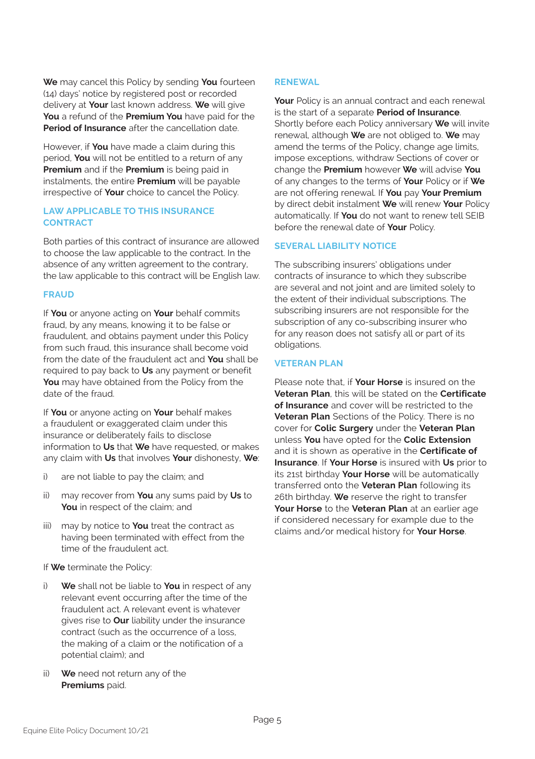**We** may cancel this Policy by sending **You** fourteen (14) days' notice by registered post or recorded delivery at **Your** last known address. **We** will give **You** a refund of the **Premium You** have paid for the **Period of Insurance** after the cancellation date.

However, if **You** have made a claim during this period, **You** will not be entitled to a return of any **Premium** and if the **Premium** is being paid in instalments, the entire **Premium** will be payable irrespective of **Your** choice to cancel the Policy.

## LAW APPLICABLE TO THIS INSURANCE CONTRACT

Both parties of this contract of insurance are allowed to choose the law applicable to the contract. In the absence of any written agreement to the contrary, the law applicable to this contract will be English law.

## FRAUD

If **You** or anyone acting on **Your** behalf commits fraud, by any means, knowing it to be false or fraudulent, and obtains payment under this Policy from such fraud, this insurance shall become void from the date of the fraudulent act and **You** shall be required to pay back to **Us** any payment or benefit **You** may have obtained from the Policy from the date of the fraud.

If **You** or anyone acting on **Your** behalf makes a fraudulent or exaggerated claim under this insurance or deliberately fails to disclose information to **Us** that **We** have requested, or makes any claim with **Us** that involves **Your** dishonesty, **We**:

i) are not liable to pay the claim; and

ii) may recover from **You** any sums paid by **Us** to **You** in respect of the claim; and

iii) may by notice to **You** treat the contract as having been terminated with effect from the time of the fraudulent act.

If **We** terminate the Policy:

i) **We** shall not be liable to **You** in respect of any relevant event occurring after the time of the fraudulent act. A relevant event is whatever gives rise to **Our** liability under the insurance contract (such as the occurrence of a loss, the making of a claim or the notification of a potential claim); and

ii) **We** need not return any of the **Premiums** paid.

## RENEWAL

**Your** Policy is an annual contract and each renewal is the start of a separate **Period of Insurance**. Shortly before each Policy anniversary **We** will invite renewal, although **We** are not obliged to. **We** may amend the terms of the Policy, change age limits, impose exceptions, withdraw Sections of cover or change the **Premium** however **We** will advise **You** of any changes to the terms of **Your** Policy or if **We** are not offering renewal. If **You** pay **Your Premium** by direct debit instalment **We** will renew **Your** Policy automatically. If **You** do not want to renew tell SEIB before the renewal date of **Your** Policy.

## SEVERAL LIABILITY NOTICE

The subscribing insurers' obligations under contracts of insurance to which they subscribe are several and not joint and are limited solely to the extent of their individual subscriptions. The subscribing insurers are not responsible for the subscription of any co-subscribing insurer who for any reason does not satisfy all or part of its obligations.

## VETERAN PLAN

Please note that, if **Your Horse** is insured on the **Veteran Plan**, this will be stated on the **Certificate of Insurance** and cover will be restricted to the **Veteran Plan** Sections of the Policy. There is no cover for **Colic Surgery** under the **Veteran Plan** unless **You** have opted for the **Colic Extension** and it is shown as operative in the **Certificate of Insurance**. If **Your Horse** is insured with **Us** prior to its 21st birthday **Your Horse** will be automatically transferred onto the **Veteran Plan** following its 26th birthday. **We** reserve the right to transfer **Your Horse** to the **Veteran Plan** at an earlier age if considered necessary for example due to the claims and/or medical history for **Your Horse**.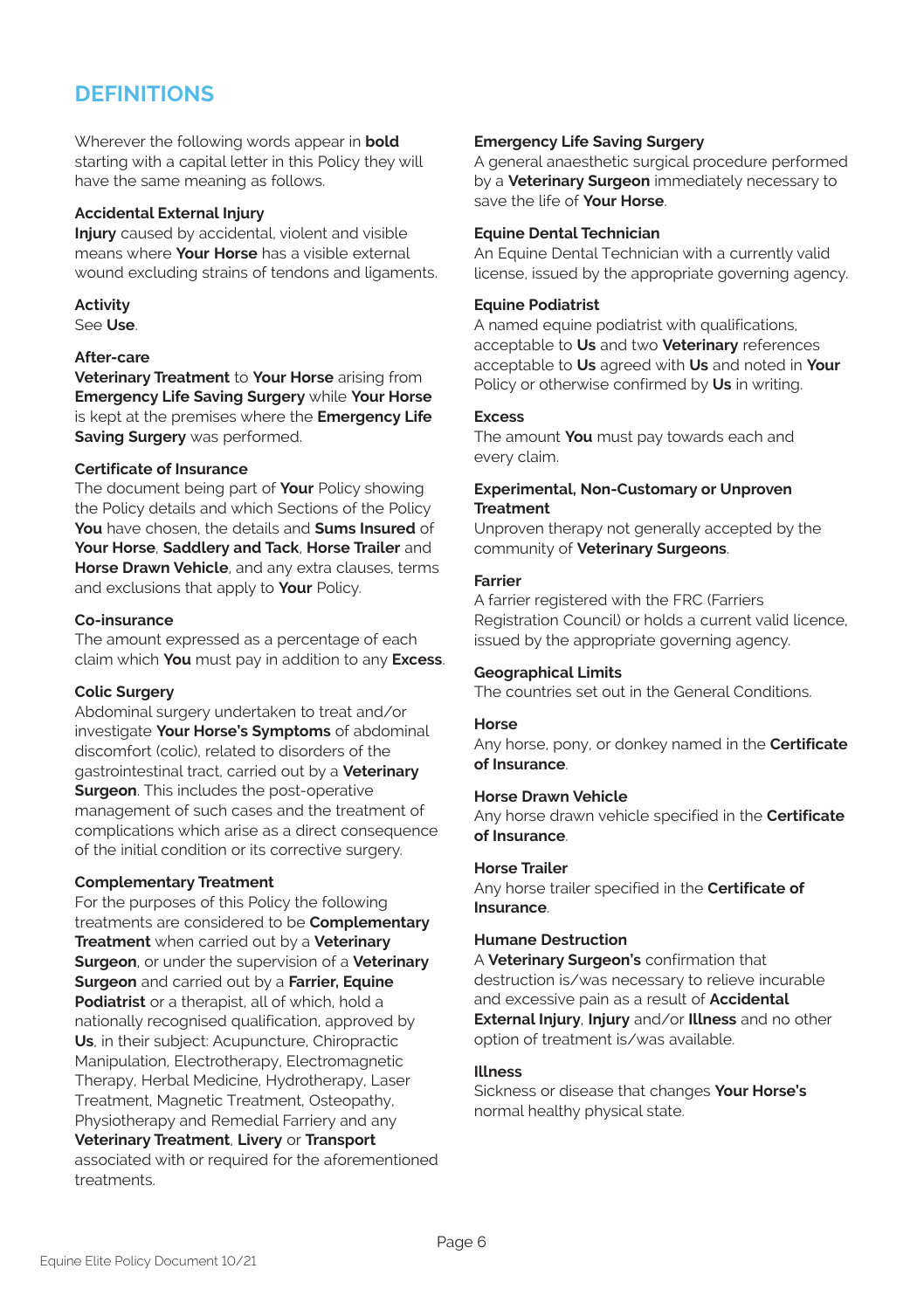# DEFINITIONS

Wherever the following words appear in **bold** starting with a capital letter in this Policy they will have the same meaning as follows.

**Accidental External Injury**
**Injury** caused by accidental, violent and visible means where **Your Horse** has a visible external wound excluding strains of tendons and ligaments.

**Activity**
See **Use**.

**After-care**
**Veterinary Treatment** to **Your Horse** arising from **Emergency Life Saving Surgery** while **Your Horse** is kept at the premises where the **Emergency Life Saving Surgery** was performed.

**Certificate of Insurance**
The document being part of **Your** Policy showing the Policy details and which Sections of the Policy **You** have chosen, the details and **Sums Insured** of **Your Horse**, **Saddlery and Tack**, **Horse Trailer** and **Horse Drawn Vehicle**, and any extra clauses, terms and exclusions that apply to **Your** Policy.

**Co-insurance**
The amount expressed as a percentage of each claim which **You** must pay in addition to any **Excess**.

**Colic Surgery**
Abdominal surgery undertaken to treat and/or investigate **Your Horse's Symptoms** of abdominal discomfort (colic), related to disorders of the gastrointestinal tract, carried out by a **Veterinary Surgeon**. This includes the post-operative management of such cases and the treatment of complications which arise as a direct consequence of the initial condition or its corrective surgery.

**Complementary Treatment**
For the purposes of this Policy the following treatments are considered to be **Complementary Treatment** when carried out by a **Veterinary Surgeon**, or under the supervision of a **Veterinary Surgeon** and carried out by a **Farrier, Equine Podiatrist** or a therapist, all of which, hold a nationally recognised qualification, approved by **Us**, in their subject: Acupuncture, Chiropractic Manipulation, Electrotherapy, Electromagnetic Therapy, Herbal Medicine, Hydrotherapy, Laser Treatment, Magnetic Treatment, Osteopathy, Physiotherapy and Remedial Farriery and any **Veterinary Treatment**, **Livery** or **Transport** associated with or required for the aforementioned treatments.

**Emergency Life Saving Surgery**
A general anaesthetic surgical procedure performed by a **Veterinary Surgeon** immediately necessary to save the life of **Your Horse**.

**Equine Dental Technician**
An Equine Dental Technician with a currently valid license, issued by the appropriate governing agency.

**Equine Podiatrist**
A named equine podiatrist with qualifications, acceptable to **Us** and two **Veterinary** references acceptable to **Us** agreed with **Us** and noted in **Your** Policy or otherwise confirmed by **Us** in writing.

**Excess**
The amount **You** must pay towards each and every claim.

**Experimental, Non-Customary or Unproven Treatment**
Unproven therapy not generally accepted by the community of **Veterinary Surgeons**.

**Farrier**
A farrier registered with the FRC (Farriers Registration Council) or holds a current valid licence, issued by the appropriate governing agency.

**Geographical Limits**
The countries set out in the General Conditions.

**Horse**
Any horse, pony, or donkey named in the **Certificate of Insurance**.

**Horse Drawn Vehicle**
Any horse drawn vehicle specified in the **Certificate of Insurance**.

**Horse Trailer**
Any horse trailer specified in the **Certificate of Insurance**.

**Humane Destruction**
A **Veterinary Surgeon's** confirmation that destruction is/was necessary to relieve incurable and excessive pain as a result of **Accidental External Injury**, **Injury** and/or **Illness** and no other option of treatment is/was available.

**Illness**
Sickness or disease that changes **Your Horse's** normal healthy physical state.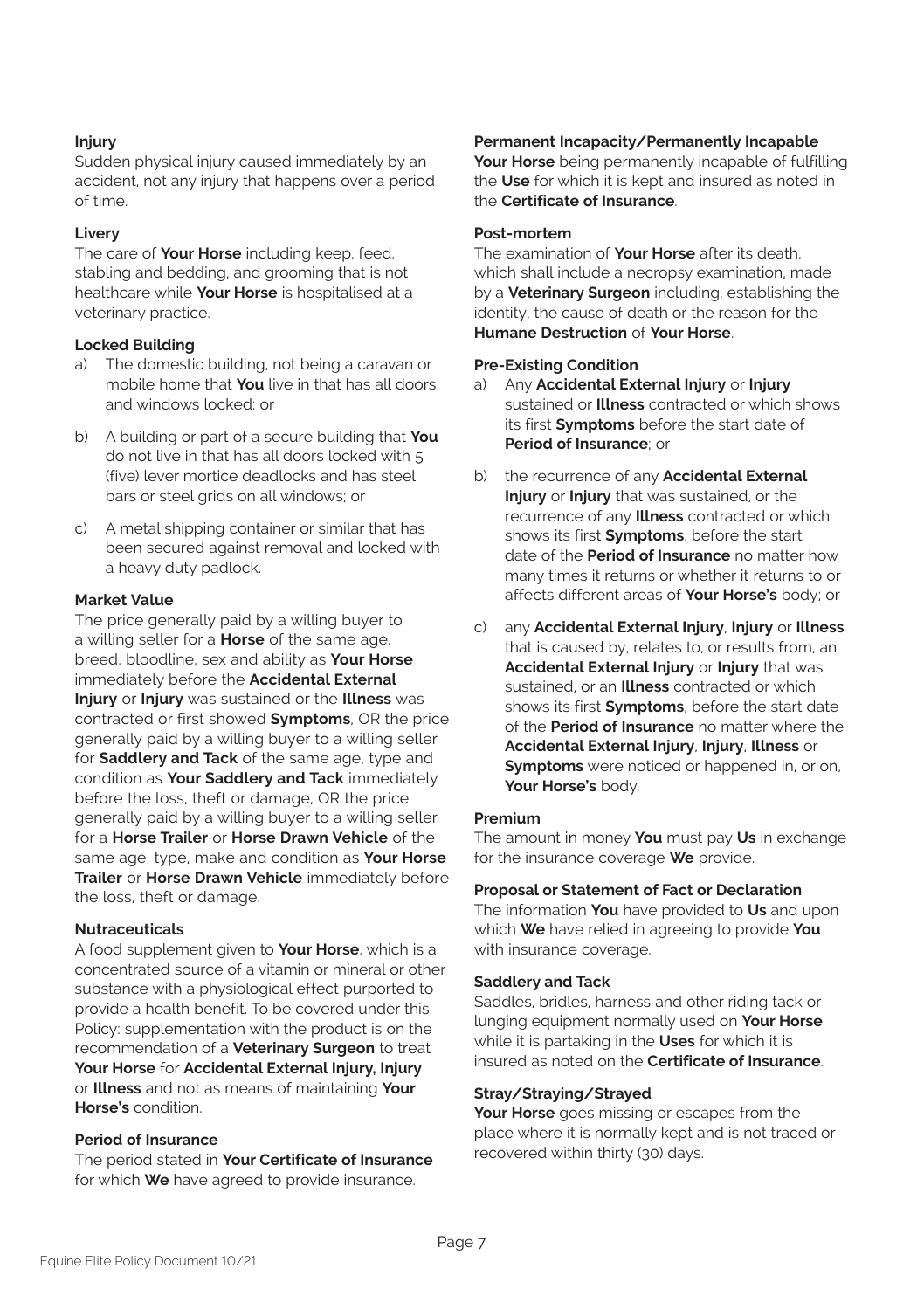### Injury

Sudden physical injury caused immediately by an accident, not any injury that happens over a period of time.

### Livery

The care of **Your Horse** including keep, feed, stabling and bedding, and grooming that is not healthcare while **Your Horse** is hospitalised at a veterinary practice.

### Locked Building

a) The domestic building, not being a caravan or mobile home that **You** live in that has all doors and windows locked; or

b) A building or part of a secure building that **You** do not live in that has all doors locked with 5 (five) lever mortice deadlocks and has steel bars or steel grids on all windows; or

c) A metal shipping container or similar that has been secured against removal and locked with a heavy duty padlock.

### Market Value

The price generally paid by a willing buyer to a willing seller for a **Horse** of the same age, breed, bloodline, sex and ability as **Your Horse** immediately before the **Accidental External Injury** or **Injury** was sustained or the **Illness** was contracted or first showed **Symptoms**, OR the price generally paid by a willing buyer to a willing seller for **Saddlery and Tack** of the same age, type and condition as **Your Saddlery and Tack** immediately before the loss, theft or damage, OR the price generally paid by a willing buyer to a willing seller for a **Horse Trailer** or **Horse Drawn Vehicle** of the same age, type, make and condition as **Your Horse Trailer** or **Horse Drawn Vehicle** immediately before the loss, theft or damage.

### Nutraceuticals

A food supplement given to **Your Horse**, which is a concentrated source of a vitamin or mineral or other substance with a physiological effect purported to provide a health benefit. To be covered under this Policy: supplementation with the product is on the recommendation of a **Veterinary Surgeon** to treat **Your Horse** for **Accidental External Injury, Injury** or **Illness** and not as means of maintaining **Your Horse's** condition.

### Period of Insurance

The period stated in **Your Certificate of Insurance** for which **We** have agreed to provide insurance.

### Permanent Incapacity/Permanently Incapable

**Your Horse** being permanently incapable of fulfilling the **Use** for which it is kept and insured as noted in the **Certificate of Insurance**.

### Post-mortem

The examination of **Your Horse** after its death, which shall include a necropsy examination, made by a **Veterinary Surgeon** including, establishing the identity, the cause of death or the reason for the **Humane Destruction** of **Your Horse**.

### Pre-Existing Condition

a) Any **Accidental External Injury** or **Injury** sustained or **Illness** contracted or which shows its first **Symptoms** before the start date of **Period of Insurance**; or

b) the recurrence of any **Accidental External Injury** or **Injury** that was sustained, or the recurrence of any **Illness** contracted or which shows its first **Symptoms**, before the start date of the **Period of Insurance** no matter how many times it returns or whether it returns to or affects different areas of **Your Horse's** body; or

c) any **Accidental External Injury**, **Injury** or **Illness** that is caused by, relates to, or results from, an **Accidental External Injury** or **Injury** that was sustained, or an **Illness** contracted or which shows its first **Symptoms**, before the start date of the **Period of Insurance** no matter where the **Accidental External Injury**, **Injury**, **Illness** or **Symptoms** were noticed or happened in, or on, **Your Horse's** body.

### Premium

The amount in money **You** must pay **Us** in exchange for the insurance coverage **We** provide.

### Proposal or Statement of Fact or Declaration

The information **You** have provided to **Us** and upon which **We** have relied in agreeing to provide **You** with insurance coverage.

### Saddlery and Tack

Saddles, bridles, harness and other riding tack or lunging equipment normally used on **Your Horse** while it is partaking in the **Uses** for which it is insured as noted on the **Certificate of Insurance**.

### Stray/Straying/Strayed

**Your Horse** goes missing or escapes from the place where it is normally kept and is not traced or recovered within thirty (30) days.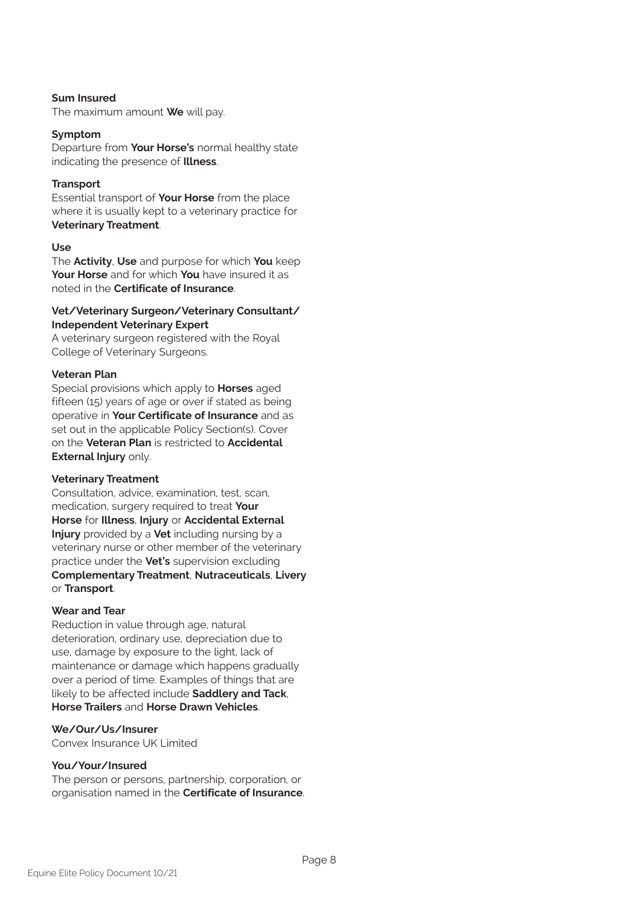**Sum Insured**
The maximum amount **We** will pay.

**Symptom**
Departure from **Your Horse's** normal healthy state indicating the presence of **Illness**.

**Transport**
Essential transport of **Your Horse** from the place where it is usually kept to a veterinary practice for **Veterinary Treatment**.

**Use**
The **Activity**, **Use** and purpose for which **You** keep **Your Horse** and for which **You** have insured it as noted in the **Certificate of Insurance**.

**Vet/Veterinary Surgeon/Veterinary Consultant/ Independent Veterinary Expert**
A veterinary surgeon registered with the Royal College of Veterinary Surgeons.

**Veteran Plan**
Special provisions which apply to **Horses** aged fifteen (15) years of age or over if stated as being operative in **Your Certificate of Insurance** and as set out in the applicable Policy Section(s). Cover on the **Veteran Plan** is restricted to **Accidental External Injury** only.

**Veterinary Treatment**
Consultation, advice, examination, test, scan, medication, surgery required to treat **Your Horse** for **Illness**, **Injury** or **Accidental External Injury** provided by a **Vet** including nursing by a veterinary nurse or other member of the veterinary practice under the **Vet's** supervision excluding **Complementary Treatment**, **Nutraceuticals**, **Livery** or **Transport**.

**Wear and Tear**
Reduction in value through age, natural deterioration, ordinary use, depreciation due to use, damage by exposure to the light, lack of maintenance or damage which happens gradually over a period of time. Examples of things that are likely to be affected include **Saddlery and Tack**, **Horse Trailers** and **Horse Drawn Vehicles**.

**We/Our/Us/Insurer**
Convex Insurance UK Limited

**You/Your/Insured**
The person or persons, partnership, corporation, or organisation named in the **Certificate of Insurance**.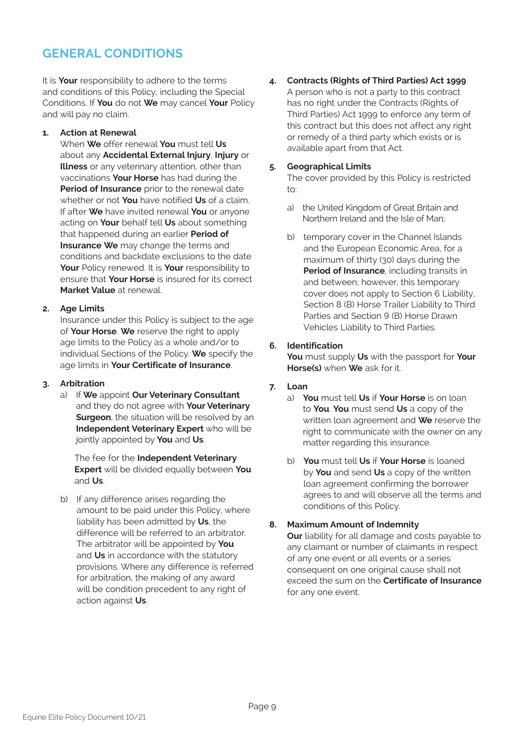## GENERAL CONDITIONS

It is **Your** responsibility to adhere to the terms and conditions of this Policy, including the Special Conditions. If **You** do not **We** may cancel **Your** Policy and will pay no claim.

1. **Action at Renewal**
   When **We** offer renewal **You** must tell **Us** about any **Accidental External Injury**, **Injury** or **Illness** or any veterinary attention, other than vaccinations **Your Horse** has had during the **Period of Insurance** prior to the renewal date whether or not **You** have notified **Us** of a claim. If after **We** have invited renewal **You** or anyone acting on **Your** behalf tell **Us** about something that happened during an earlier **Period of Insurance We** may change the terms and conditions and backdate exclusions to the date **Your** Policy renewed. It is **Your** responsibility to ensure that **Your Horse** is insured for its correct **Market Value** at renewal.

2. **Age Limits**
   Insurance under this Policy is subject to the age of **Your Horse**. **We** reserve the right to apply age limits to the Policy as a whole and/or to individual Sections of the Policy. **We** specify the age limits in **Your Certificate of Insurance**.

3. **Arbitration**
   a) If **We** appoint **Our Veterinary Consultant** and they do not agree with **Your Veterinary Surgeon**, the situation will be resolved by an **Independent Veterinary Expert** who will be jointly appointed by **You** and **Us**.

      The fee for the **Independent Veterinary Expert** will be divided equally between **You** and **Us**.

   b) If any difference arises regarding the amount to be paid under this Policy, where liability has been admitted by **Us**, the difference will be referred to an arbitrator. The arbitrator will be appointed by **You** and **Us** in accordance with the statutory provisions. Where any difference is referred for arbitration, the making of any award will be condition precedent to any right of action against **Us**.

4. **Contracts (Rights of Third Parties) Act 1999**
   A person who is not a party to this contract has no right under the Contracts (Rights of Third Parties) Act 1999 to enforce any term of this contract but this does not affect any right or remedy of a third party which exists or is available apart from that Act.

5. **Geographical Limits**
   The cover provided by this Policy is restricted to:

   a) the United Kingdom of Great Britain and Northern Ireland and the Isle of Man;

   b) temporary cover in the Channel Islands and the European Economic Area, for a maximum of thirty (30) days during the **Period of Insurance**, including transits in and between; however, this temporary cover does not apply to Section 6 Liability, Section 8 (B) Horse Trailer Liability to Third Parties and Section 9 (B) Horse Drawn Vehicles Liability to Third Parties.

6. **Identification**
   **You** must supply **Us** with the passport for **Your Horse(s)** when **We** ask for it.

7. **Loan**
   a) **You** must tell **Us** if **Your Horse** is on loan to **You**. **You** must send **Us** a copy of the written loan agreement and **We** reserve the right to communicate with the owner on any matter regarding this insurance.

   b) **You** must tell **Us** if **Your Horse** is loaned by **You** and send **Us** a copy of the written loan agreement confirming the borrower agrees to and will observe all the terms and conditions of this Policy.

8. **Maximum Amount of Indemnity**
   **Our** liability for all damage and costs payable to any claimant or number of claimants in respect of any one event or all events or a series consequent on one original cause shall not exceed the sum on the **Certificate of Insurance** for any one event.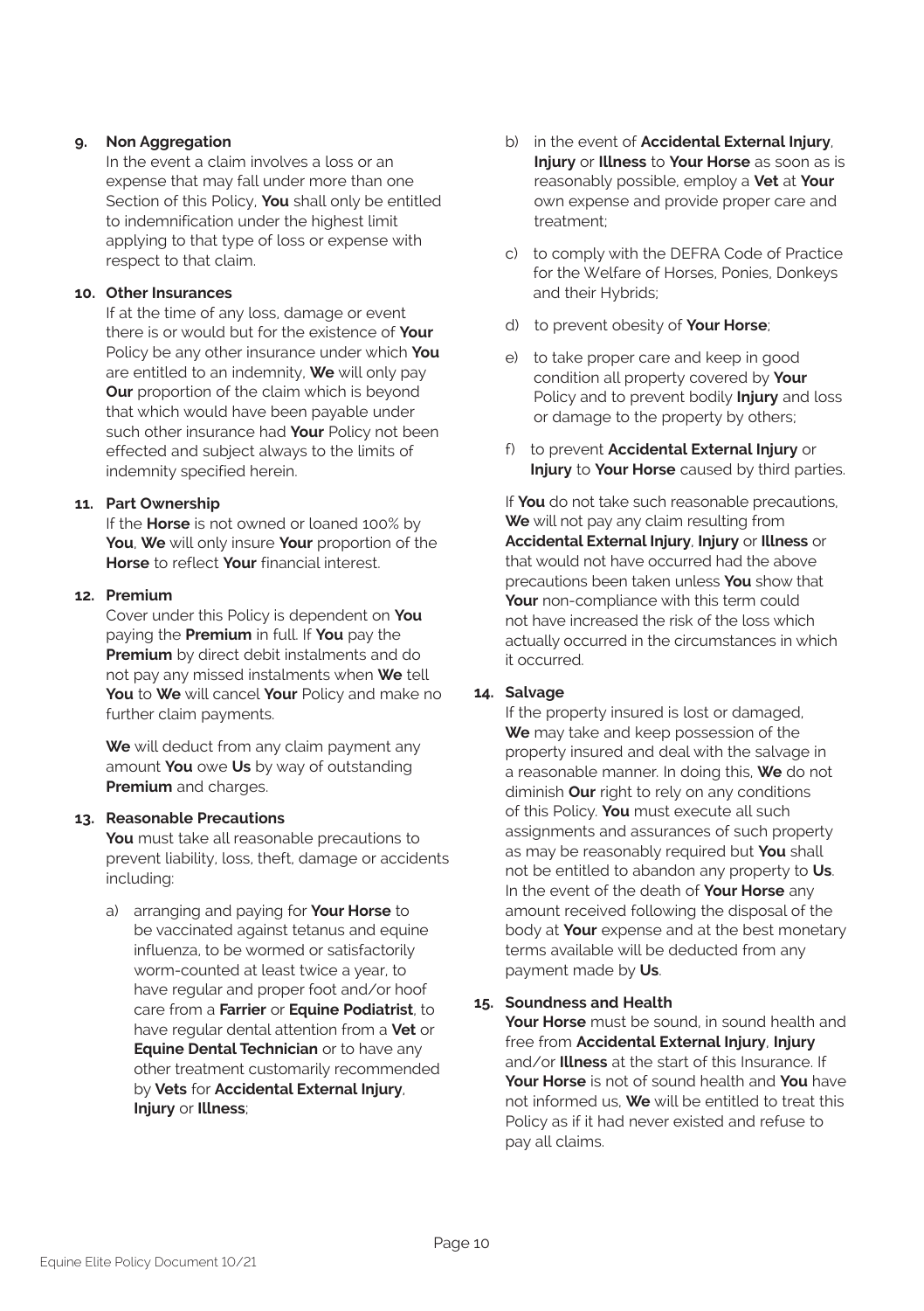**9. Non Aggregation**

In the event a claim involves a loss or an expense that may fall under more than one Section of this Policy, **You** shall only be entitled to indemnification under the highest limit applying to that type of loss or expense with respect to that claim.

**10. Other Insurances**

If at the time of any loss, damage or event there is or would but for the existence of **Your** Policy be any other insurance under which **You** are entitled to an indemnity, **We** will only pay **Our** proportion of the claim which is beyond that which would have been payable under such other insurance had **Your** Policy not been effected and subject always to the limits of indemnity specified herein.

**11. Part Ownership**

If the **Horse** is not owned or loaned 100% by **You**, **We** will only insure **Your** proportion of the **Horse** to reflect **Your** financial interest.

**12. Premium**

Cover under this Policy is dependent on **You** paying the **Premium** in full. If **You** pay the **Premium** by direct debit instalments and do not pay any missed instalments when **We** tell **You** to **We** will cancel **Your** Policy and make no further claim payments.

**We** will deduct from any claim payment any amount **You** owe **Us** by way of outstanding **Premium** and charges.

**13. Reasonable Precautions**

**You** must take all reasonable precautions to prevent liability, loss, theft, damage or accidents including:

a) arranging and paying for **Your Horse** to be vaccinated against tetanus and equine influenza, to be wormed or satisfactorily worm-counted at least twice a year, to have regular and proper foot and/or hoof care from a **Farrier** or **Equine Podiatrist**, to have regular dental attention from a **Vet** or **Equine Dental Technician** or to have any other treatment customarily recommended by **Vets** for **Accidental External Injury**, **Injury** or **Illness**;

b) in the event of **Accidental External Injury**, **Injury** or **Illness** to **Your Horse** as soon as is reasonably possible, employ a **Vet** at **Your** own expense and provide proper care and treatment;

c) to comply with the DEFRA Code of Practice for the Welfare of Horses, Ponies, Donkeys and their Hybrids;

d) to prevent obesity of **Your Horse**;

e) to take proper care and keep in good condition all property covered by **Your** Policy and to prevent bodily **Injury** and loss or damage to the property by others;

f) to prevent **Accidental External Injury** or **Injury** to **Your Horse** caused by third parties.

If **You** do not take such reasonable precautions, **We** will not pay any claim resulting from **Accidental External Injury**, **Injury** or **Illness** or that would not have occurred had the above precautions been taken unless **You** show that **Your** non-compliance with this term could not have increased the risk of the loss which actually occurred in the circumstances in which it occurred.

**14. Salvage**

If the property insured is lost or damaged, **We** may take and keep possession of the property insured and deal with the salvage in a reasonable manner. In doing this, **We** do not diminish **Our** right to rely on any conditions of this Policy. **You** must execute all such assignments and assurances of such property as may be reasonably required but **You** shall not be entitled to abandon any property to **Us**. In the event of the death of **Your Horse** any amount received following the disposal of the body at **Your** expense and at the best monetary terms available will be deducted from any payment made by **Us**.

**15. Soundness and Health**

**Your Horse** must be sound, in sound health and free from **Accidental External Injury**, **Injury** and/or **Illness** at the start of this Insurance. If **Your Horse** is not of sound health and **You** have not informed us, **We** will be entitled to treat this Policy as if it had never existed and refuse to pay all claims.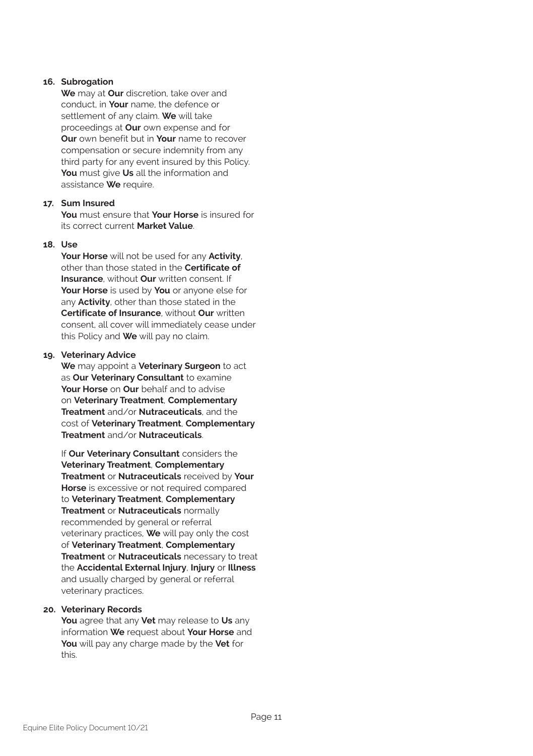**16. Subrogation**

**We** may at **Our** discretion, take over and conduct, in **Your** name, the defence or settlement of any claim. **We** will take proceedings at **Our** own expense and for **Our** own benefit but in **Your** name to recover compensation or secure indemnity from any third party for any event insured by this Policy. **You** must give **Us** all the information and assistance **We** require.

**17. Sum Insured**

**You** must ensure that **Your Horse** is insured for its correct current **Market Value**.

**18. Use**

**Your Horse** will not be used for any **Activity**, other than those stated in the **Certificate of Insurance**, without **Our** written consent. If **Your Horse** is used by **You** or anyone else for any **Activity**, other than those stated in the **Certificate of Insurance**, without **Our** written consent, all cover will immediately cease under this Policy and **We** will pay no claim.

**19. Veterinary Advice**

**We** may appoint a **Veterinary Surgeon** to act as **Our Veterinary Consultant** to examine **Your Horse** on **Our** behalf and to advise on **Veterinary Treatment**, **Complementary Treatment** and/or **Nutraceuticals**, and the cost of **Veterinary Treatment**, **Complementary Treatment** and/or **Nutraceuticals**.

If **Our Veterinary Consultant** considers the **Veterinary Treatment**, **Complementary Treatment** or **Nutraceuticals** received by **Your Horse** is excessive or not required compared to **Veterinary Treatment**, **Complementary Treatment** or **Nutraceuticals** normally recommended by general or referral veterinary practices, **We** will pay only the cost of **Veterinary Treatment**, **Complementary Treatment** or **Nutraceuticals** necessary to treat the **Accidental External Injury**, **Injury** or **Illness** and usually charged by general or referral veterinary practices.

**20. Veterinary Records**

**You** agree that any **Vet** may release to **Us** any information **We** request about **Your Horse** and **You** will pay any charge made by the **Vet** for this.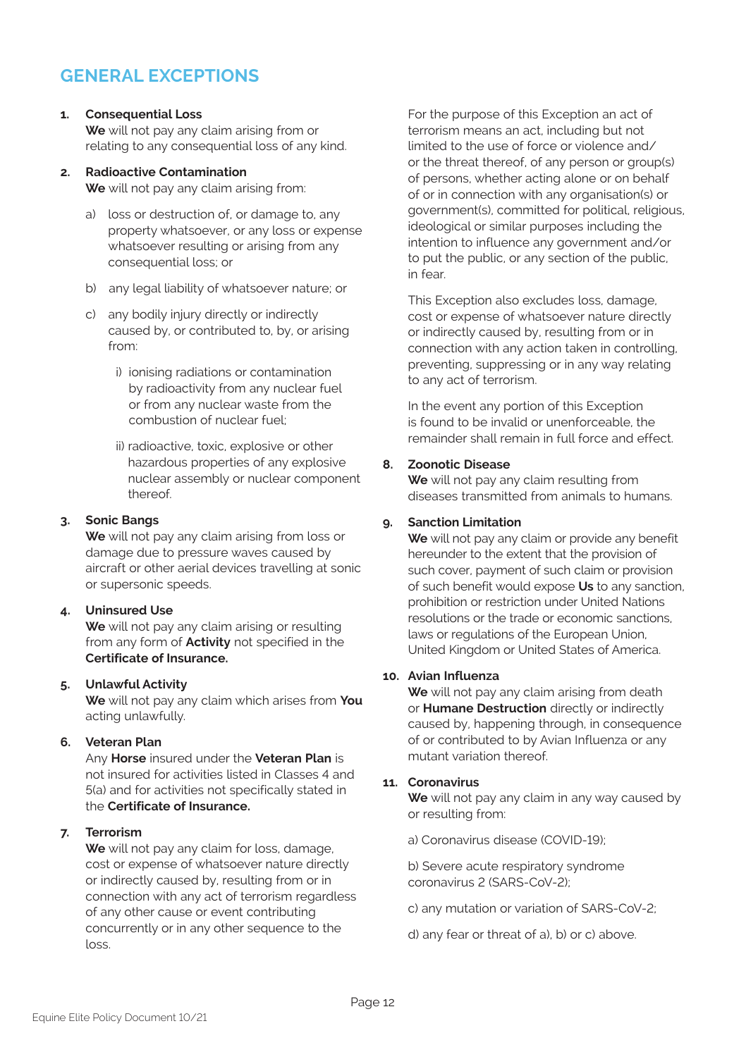# GENERAL EXCEPTIONS

1. **Consequential Loss**
   **We** will not pay any claim arising from or relating to any consequential loss of any kind.

2. **Radioactive Contamination**
   **We** will not pay any claim arising from:

   a) loss or destruction of, or damage to, any property whatsoever, or any loss or expense whatsoever resulting or arising from any consequential loss; or

   b) any legal liability of whatsoever nature; or

   c) any bodily injury directly or indirectly caused by, or contributed to, by, or arising from:

      i) ionising radiations or contamination by radioactivity from any nuclear fuel or from any nuclear waste from the combustion of nuclear fuel;

      ii) radioactive, toxic, explosive or other hazardous properties of any explosive nuclear assembly or nuclear component thereof.

3. **Sonic Bangs**
   **We** will not pay any claim arising from loss or damage due to pressure waves caused by aircraft or other aerial devices travelling at sonic or supersonic speeds.

4. **Uninsured Use**
   **We** will not pay any claim arising or resulting from any form of **Activity** not specified in the **Certificate of Insurance.**

5. **Unlawful Activity**
   **We** will not pay any claim which arises from **You** acting unlawfully.

6. **Veteran Plan**
   Any **Horse** insured under the **Veteran Plan** is not insured for activities listed in Classes 4 and 5(a) and for activities not specifically stated in the **Certificate of Insurance.**

7. **Terrorism**
   **We** will not pay any claim for loss, damage, cost or expense of whatsoever nature directly or indirectly caused by, resulting from or in connection with any act of terrorism regardless of any other cause or event contributing concurrently or in any other sequence to the loss.

   For the purpose of this Exception an act of terrorism means an act, including but not limited to the use of force or violence and/or the threat thereof, of any person or group(s) of persons, whether acting alone or on behalf of or in connection with any organisation(s) or government(s), committed for political, religious, ideological or similar purposes including the intention to influence any government and/or to put the public, or any section of the public, in fear.

   This Exception also excludes loss, damage, cost or expense of whatsoever nature directly or indirectly caused by, resulting from or in connection with any action taken in controlling, preventing, suppressing or in any way relating to any act of terrorism.

   In the event any portion of this Exception is found to be invalid or unenforceable, the remainder shall remain in full force and effect.

8. **Zoonotic Disease**
   **We** will not pay any claim resulting from diseases transmitted from animals to humans.

9. **Sanction Limitation**
   **We** will not pay any claim or provide any benefit hereunder to the extent that the provision of such cover, payment of such claim or provision of such benefit would expose **Us** to any sanction, prohibition or restriction under United Nations resolutions or the trade or economic sanctions, laws or regulations of the European Union, United Kingdom or United States of America.

10. **Avian Influenza**
    **We** will not pay any claim arising from death or **Humane Destruction** directly or indirectly caused by, happening through, in consequence of or contributed to by Avian Influenza or any mutant variation thereof.

11. **Coronavirus**
    **We** will not pay any claim in any way caused by or resulting from:

    a) Coronavirus disease (COVID-19);

    b) Severe acute respiratory syndrome coronavirus 2 (SARS-CoV-2);

    c) any mutation or variation of SARS-CoV-2;

    d) any fear or threat of a), b) or c) above.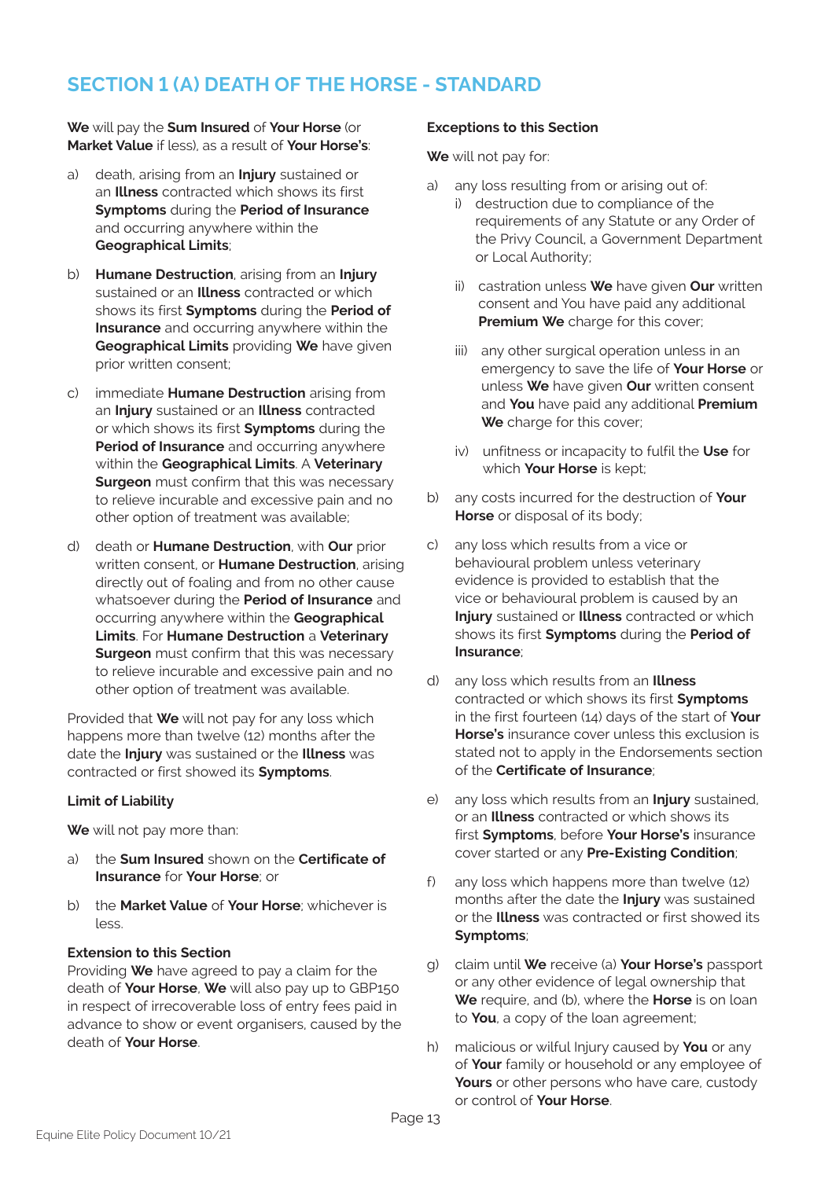# SECTION 1 (A) DEATH OF THE HORSE - STANDARD

**We** will pay the **Sum Insured** of **Your Horse** (or **Market Value** if less), as a result of **Your Horse's**:

a) death, arising from an **Injury** sustained or an **Illness** contracted which shows its first **Symptoms** during the **Period of Insurance** and occurring anywhere within the **Geographical Limits**;

b) **Humane Destruction**, arising from an **Injury** sustained or an **Illness** contracted or which shows its first **Symptoms** during the **Period of Insurance** and occurring anywhere within the **Geographical Limits** providing **We** have given prior written consent;

c) immediate **Humane Destruction** arising from an **Injury** sustained or an **Illness** contracted or which shows its first **Symptoms** during the **Period of Insurance** and occurring anywhere within the **Geographical Limits**. A **Veterinary Surgeon** must confirm that this was necessary to relieve incurable and excessive pain and no other option of treatment was available;

d) death or **Humane Destruction**, with **Our** prior written consent, or **Humane Destruction**, arising directly out of foaling and from no other cause whatsoever during the **Period of Insurance** and occurring anywhere within the **Geographical Limits**. For **Humane Destruction** a **Veterinary Surgeon** must confirm that this was necessary to relieve incurable and excessive pain and no other option of treatment was available.

Provided that **We** will not pay for any loss which happens more than twelve (12) months after the date the **Injury** was sustained or the **Illness** was contracted or first showed its **Symptoms**.

**Limit of Liability**

**We** will not pay more than:

a) the **Sum Insured** shown on the **Certificate of Insurance** for **Your Horse**; or

b) the **Market Value** of **Your Horse**; whichever is less.

**Extension to this Section**

Providing **We** have agreed to pay a claim for the death of **Your Horse**, **We** will also pay up to GBP150 in respect of irrecoverable loss of entry fees paid in advance to show or event organisers, caused by the death of **Your Horse**.

**Exceptions to this Section**

**We** will not pay for:

a) any loss resulting from or arising out of:
   i) destruction due to compliance of the requirements of any Statute or any Order of the Privy Council, a Government Department or Local Authority;
   ii) castration unless **We** have given **Our** written consent and You have paid any additional **Premium We** charge for this cover;
   iii) any other surgical operation unless in an emergency to save the life of **Your Horse** or unless **We** have given **Our** written consent and **You** have paid any additional **Premium We** charge for this cover;
   iv) unfitness or incapacity to fulfil the **Use** for which **Your Horse** is kept;

b) any costs incurred for the destruction of **Your Horse** or disposal of its body;

c) any loss which results from a vice or behavioural problem unless veterinary evidence is provided to establish that the vice or behavioural problem is caused by an **Injury** sustained or **Illness** contracted or which shows its first **Symptoms** during the **Period of Insurance**;

d) any loss which results from an **Illness** contracted or which shows its first **Symptoms** in the first fourteen (14) days of the start of **Your Horse's** insurance cover unless this exclusion is stated not to apply in the Endorsements section of the **Certificate of Insurance**;

e) any loss which results from an **Injury** sustained, or an **Illness** contracted or which shows its first **Symptoms**, before **Your Horse's** insurance cover started or any **Pre-Existing Condition**;

f) any loss which happens more than twelve (12) months after the date the **Injury** was sustained or the **Illness** was contracted or first showed its **Symptoms**;

g) claim until **We** receive (a) **Your Horse's** passport or any other evidence of legal ownership that **We** require, and (b), where the **Horse** is on loan to **You**, a copy of the loan agreement;

h) malicious or wilful Injury caused by **You** or any of **Your** family or household or any employee of **Yours** or other persons who have care, custody or control of **Your Horse**.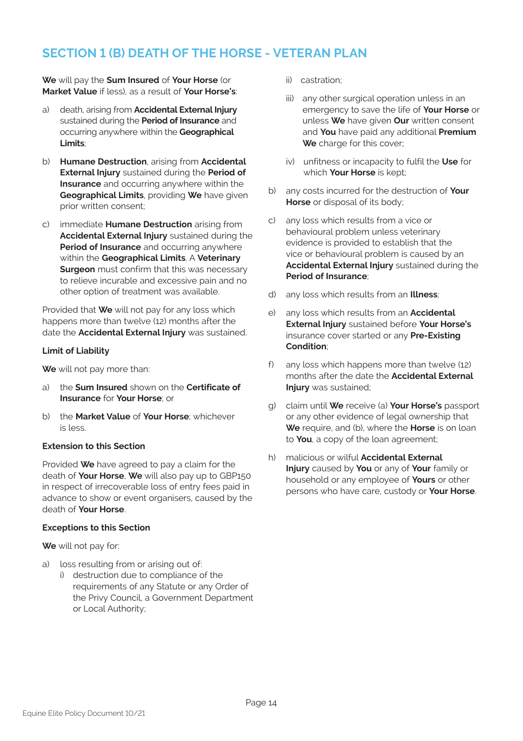## SECTION 1 (B) DEATH OF THE HORSE - VETERAN PLAN

**We** will pay the **Sum Insured** of **Your Horse** (or **Market Value** if less), as a result of **Your Horse's**:

a) death, arising from **Accidental External Injury** sustained during the **Period of Insurance** and occurring anywhere within the **Geographical Limits**;

b) **Humane Destruction**, arising from **Accidental External Injury** sustained during the **Period of Insurance** and occurring anywhere within the **Geographical Limits**, providing **We** have given prior written consent;

c) immediate **Humane Destruction** arising from **Accidental External Injury** sustained during the **Period of Insurance** and occurring anywhere within the **Geographical Limits**. A **Veterinary Surgeon** must confirm that this was necessary to relieve incurable and excessive pain and no other option of treatment was available.

Provided that **We** will not pay for any loss which happens more than twelve (12) months after the date the **Accidental External Injury** was sustained.

**Limit of Liability**

**We** will not pay more than:

a) the **Sum Insured** shown on the **Certificate of Insurance** for **Your Horse**; or

b) the **Market Value** of **Your Horse**; whichever is less.

**Extension to this Section**

Provided **We** have agreed to pay a claim for the death of **Your Horse**, **We** will also pay up to GBP150 in respect of irrecoverable loss of entry fees paid in advance to show or event organisers, caused by the death of **Your Horse**.

**Exceptions to this Section**

**We** will not pay for:

a) loss resulting from or arising out of:
   i) destruction due to compliance of the requirements of any Statute or any Order of the Privy Council, a Government Department or Local Authority;
   ii) castration;
   iii) any other surgical operation unless in an emergency to save the life of **Your Horse** or unless **We** have given **Our** written consent and **You** have paid any additional **Premium We** charge for this cover;
   iv) unfitness or incapacity to fulfil the **Use** for which **Your Horse** is kept;

b) any costs incurred for the destruction of **Your Horse** or disposal of its body;

c) any loss which results from a vice or behavioural problem unless veterinary evidence is provided to establish that the vice or behavioural problem is caused by an **Accidental External Injury** sustained during the **Period of Insurance**;

d) any loss which results from an **Illness**;

e) any loss which results from an **Accidental External Injury** sustained before **Your Horse's** insurance cover started or any **Pre-Existing Condition**;

f) any loss which happens more than twelve (12) months after the date the **Accidental External Injury** was sustained;

g) claim until **We** receive (a) **Your Horse's** passport or any other evidence of legal ownership that **We** require, and (b), where the **Horse** is on loan to **You**, a copy of the loan agreement;

h) malicious or wilful **Accidental External Injury** caused by **You** or any of **Your** family or household or any employee of **Yours** or other persons who have care, custody or **Your Horse**.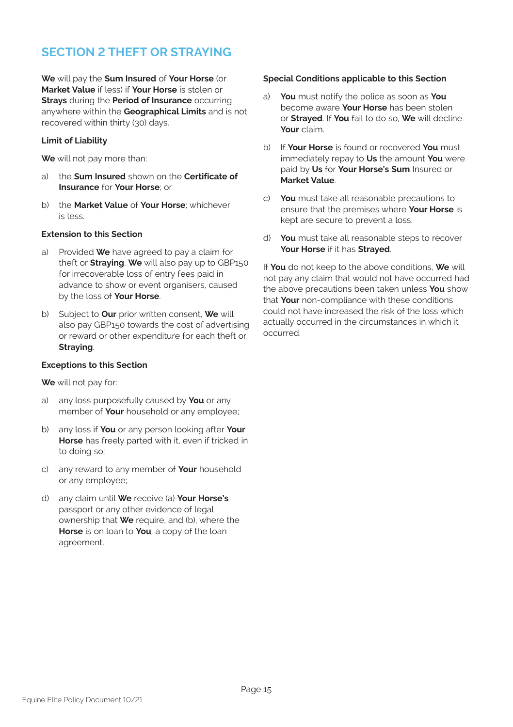## SECTION 2 THEFT OR STRAYING

**We** will pay the **Sum Insured** of **Your Horse** (or **Market Value** if less) if **Your Horse** is stolen or **Strays** during the **Period of Insurance** occurring anywhere within the **Geographical Limits** and is not recovered within thirty (30) days.

#### Limit of Liability

**We** will not pay more than:

a) the **Sum Insured** shown on the **Certificate of Insurance** for **Your Horse**; or

b) the **Market Value** of **Your Horse**; whichever is less.

#### Extension to this Section

a) Provided **We** have agreed to pay a claim for theft or **Straying**, **We** will also pay up to GBP150 for irrecoverable loss of entry fees paid in advance to show or event organisers, caused by the loss of **Your Horse**.

b) Subject to **Our** prior written consent, **We** will also pay GBP150 towards the cost of advertising or reward or other expenditure for each theft or **Straying**.

#### Exceptions to this Section

**We** will not pay for:

a) any loss purposefully caused by **You** or any member of **Your** household or any employee;

b) any loss if **You** or any person looking after **Your Horse** has freely parted with it, even if tricked in to doing so;

c) any reward to any member of **Your** household or any employee;

d) any claim until **We** receive (a) **Your Horse's** passport or any other evidence of legal ownership that **We** require, and (b), where the **Horse** is on loan to **You**, a copy of the loan agreement.

#### Special Conditions applicable to this Section

a) **You** must notify the police as soon as **You** become aware **Your Horse** has been stolen or **Strayed**. If **You** fail to do so, **We** will decline **Your** claim.

b) If **Your Horse** is found or recovered **You** must immediately repay to **Us** the amount **You** were paid by **Us** for **Your Horse's Sum** Insured or **Market Value**.

c) **You** must take all reasonable precautions to ensure that the premises where **Your Horse** is kept are secure to prevent a loss.

d) **You** must take all reasonable steps to recover **Your Horse** if it has **Strayed**.

If **You** do not keep to the above conditions, **We** will not pay any claim that would not have occurred had the above precautions been taken unless **You** show that **Your** non-compliance with these conditions could not have increased the risk of the loss which actually occurred in the circumstances in which it occurred.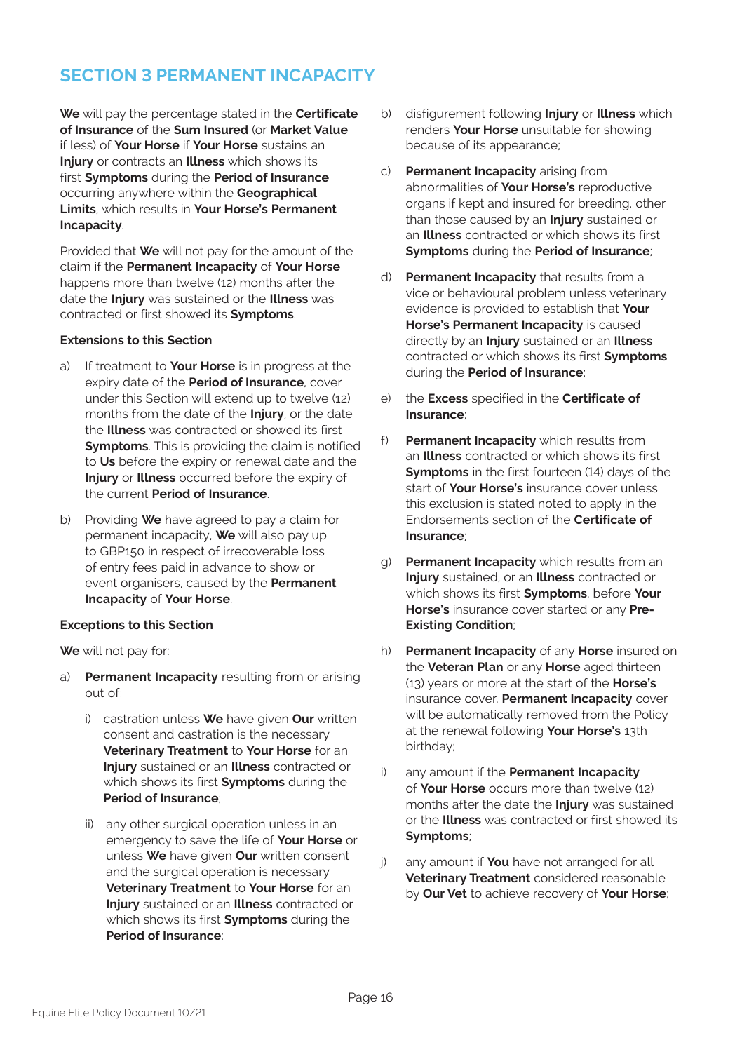## SECTION 3 PERMANENT INCAPACITY

**We** will pay the percentage stated in the **Certificate of Insurance** of the **Sum Insured** (or **Market Value** if less) of **Your Horse** if **Your Horse** sustains an **Injury** or contracts an **Illness** which shows its first **Symptoms** during the **Period of Insurance** occurring anywhere within the **Geographical Limits**, which results in **Your Horse's Permanent Incapacity**.

Provided that **We** will not pay for the amount of the claim if the **Permanent Incapacity** of **Your Horse** happens more than twelve (12) months after the date the **Injury** was sustained or the **Illness** was contracted or first showed its **Symptoms**.

**Extensions to this Section**

a) If treatment to **Your Horse** is in progress at the expiry date of the **Period of Insurance**, cover under this Section will extend up to twelve (12) months from the date of the **Injury**, or the date the **Illness** was contracted or showed its first **Symptoms**. This is providing the claim is notified to **Us** before the expiry or renewal date and the **Injury** or **Illness** occurred before the expiry of the current **Period of Insurance**.

b) Providing **We** have agreed to pay a claim for permanent incapacity, **We** will also pay up to GBP150 in respect of irrecoverable loss of entry fees paid in advance to show or event organisers, caused by the **Permanent Incapacity** of **Your Horse**.

**Exceptions to this Section**

**We** will not pay for:

a) **Permanent Incapacity** resulting from or arising out of:

   i) castration unless **We** have given **Our** written consent and castration is the necessary **Veterinary Treatment** to **Your Horse** for an **Injury** sustained or an **Illness** contracted or which shows its first **Symptoms** during the **Period of Insurance**;

   ii) any other surgical operation unless in an emergency to save the life of **Your Horse** or unless **We** have given **Our** written consent and the surgical operation is necessary **Veterinary Treatment** to **Your Horse** for an **Injury** sustained or an **Illness** contracted or which shows its first **Symptoms** during the **Period of Insurance**;

b) disfigurement following **Injury** or **Illness** which renders **Your Horse** unsuitable for showing because of its appearance;

c) **Permanent Incapacity** arising from abnormalities of **Your Horse's** reproductive organs if kept and insured for breeding, other than those caused by an **Injury** sustained or an **Illness** contracted or which shows its first **Symptoms** during the **Period of Insurance**;

d) **Permanent Incapacity** that results from a vice or behavioural problem unless veterinary evidence is provided to establish that **Your Horse's Permanent Incapacity** is caused directly by an **Injury** sustained or an **Illness** contracted or which shows its first **Symptoms** during the **Period of Insurance**;

e) the **Excess** specified in the **Certificate of Insurance**;

f) **Permanent Incapacity** which results from an **Illness** contracted or which shows its first **Symptoms** in the first fourteen (14) days of the start of **Your Horse's** insurance cover unless this exclusion is stated noted to apply in the Endorsements section of the **Certificate of Insurance**;

g) **Permanent Incapacity** which results from an **Injury** sustained, or an **Illness** contracted or which shows its first **Symptoms**, before **Your Horse's** insurance cover started or any **Pre-Existing Condition**;

h) **Permanent Incapacity** of any **Horse** insured on the **Veteran Plan** or any **Horse** aged thirteen (13) years or more at the start of the **Horse's** insurance cover. **Permanent Incapacity** cover will be automatically removed from the Policy at the renewal following **Your Horse's** 13th birthday;

i) any amount if the **Permanent Incapacity** of **Your Horse** occurs more than twelve (12) months after the date the **Injury** was sustained or the **Illness** was contracted or first showed its **Symptoms**;

j) any amount if **You** have not arranged for all **Veterinary Treatment** considered reasonable by **Our Vet** to achieve recovery of **Your Horse**;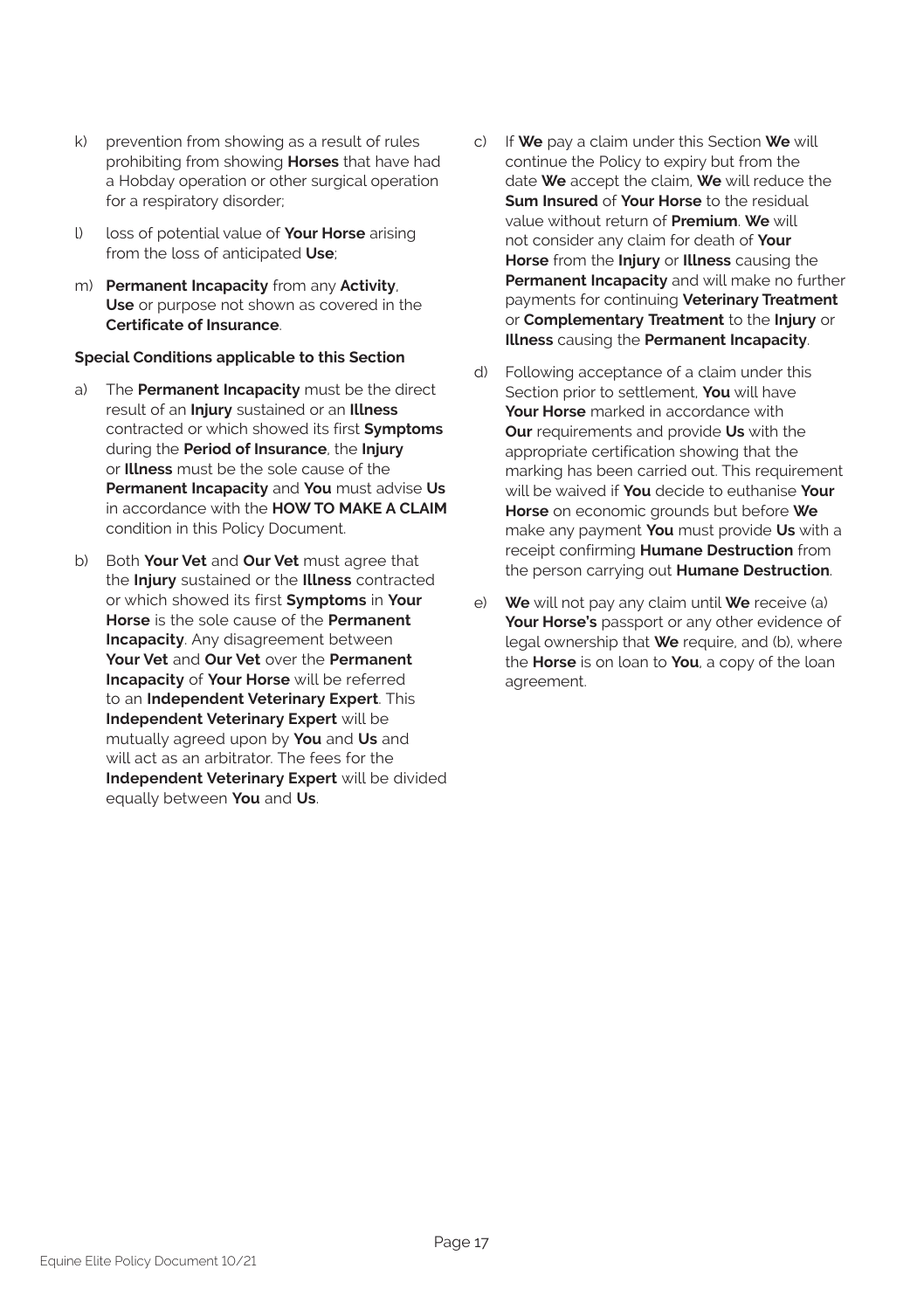k) prevention from showing as a result of rules prohibiting from showing **Horses** that have had a Hobday operation or other surgical operation for a respiratory disorder;

l) loss of potential value of **Your Horse** arising from the loss of anticipated **Use**;

m) **Permanent Incapacity** from any **Activity**, **Use** or purpose not shown as covered in the **Certificate of Insurance**.

**Special Conditions applicable to this Section**

a) The **Permanent Incapacity** must be the direct result of an **Injury** sustained or an **Illness** contracted or which showed its first **Symptoms** during the **Period of Insurance**, the **Injury** or **Illness** must be the sole cause of the **Permanent Incapacity** and **You** must advise **Us** in accordance with the **HOW TO MAKE A CLAIM** condition in this Policy Document.

b) Both **Your Vet** and **Our Vet** must agree that the **Injury** sustained or the **Illness** contracted or which showed its first **Symptoms** in **Your Horse** is the sole cause of the **Permanent Incapacity**. Any disagreement between **Your Vet** and **Our Vet** over the **Permanent Incapacity** of **Your Horse** will be referred to an **Independent Veterinary Expert**. This **Independent Veterinary Expert** will be mutually agreed upon by **You** and **Us** and will act as an arbitrator. The fees for the **Independent Veterinary Expert** will be divided equally between **You** and **Us**.

c) If **We** pay a claim under this Section **We** will continue the Policy to expiry but from the date **We** accept the claim, **We** will reduce the **Sum Insured** of **Your Horse** to the residual value without return of **Premium**. **We** will not consider any claim for death of **Your Horse** from the **Injury** or **Illness** causing the **Permanent Incapacity** and will make no further payments for continuing **Veterinary Treatment** or **Complementary Treatment** to the **Injury** or **Illness** causing the **Permanent Incapacity**.

d) Following acceptance of a claim under this Section prior to settlement, **You** will have **Your Horse** marked in accordance with **Our** requirements and provide **Us** with the appropriate certification showing that the marking has been carried out. This requirement will be waived if **You** decide to euthanise **Your Horse** on economic grounds but before **We** make any payment **You** must provide **Us** with a receipt confirming **Humane Destruction** from the person carrying out **Humane Destruction**.

e) **We** will not pay any claim until **We** receive (a) **Your Horse's** passport or any other evidence of legal ownership that **We** require, and (b), where the **Horse** is on loan to **You**, a copy of the loan agreement.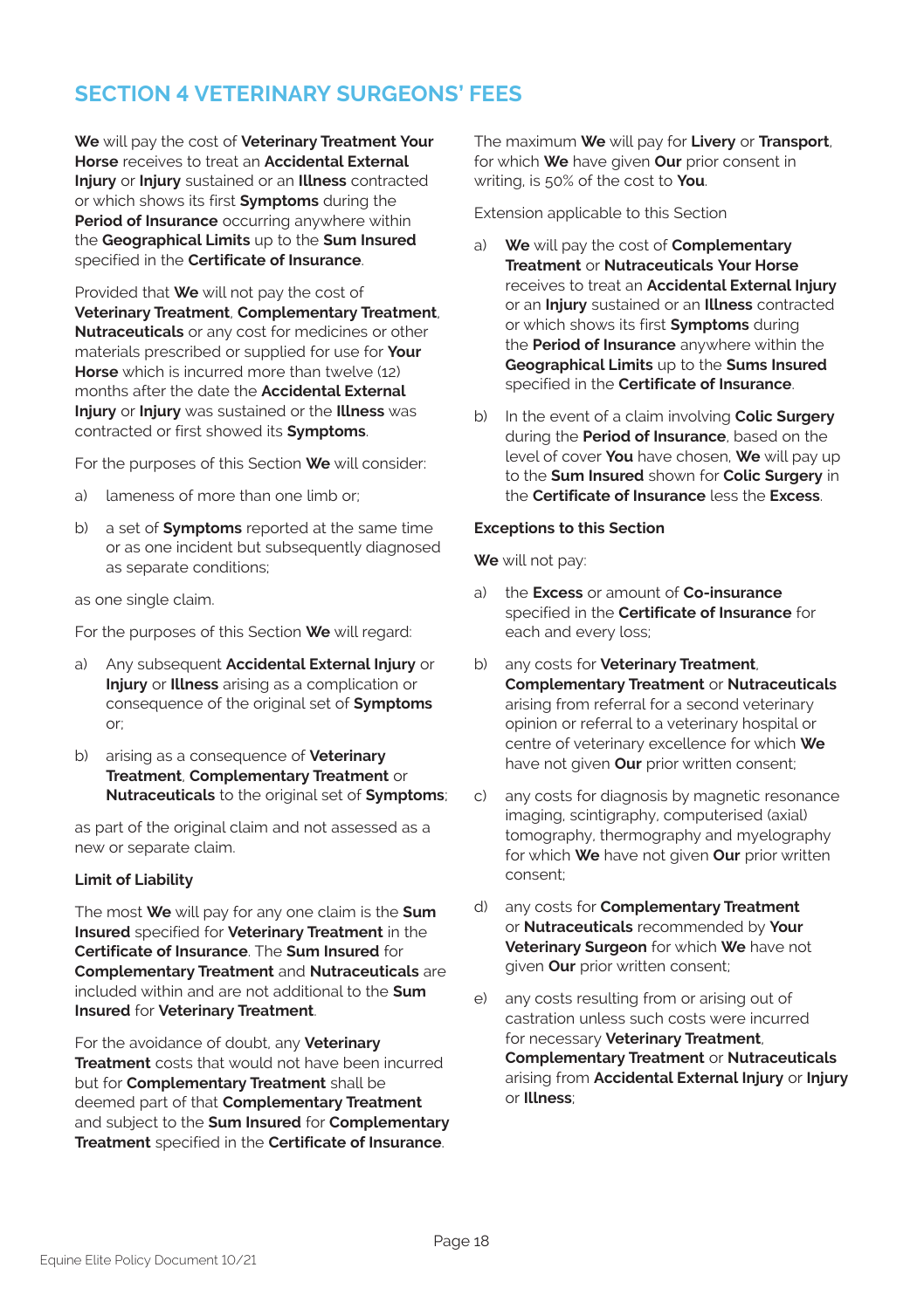## SECTION 4 VETERINARY SURGEONS' FEES

**We** will pay the cost of **Veterinary Treatment Your Horse** receives to treat an **Accidental External Injury** or **Injury** sustained or an **Illness** contracted or which shows its first **Symptoms** during the **Period of Insurance** occurring anywhere within the **Geographical Limits** up to the **Sum Insured** specified in the **Certificate of Insurance**.

Provided that **We** will not pay the cost of **Veterinary Treatment**, **Complementary Treatment**, **Nutraceuticals** or any cost for medicines or other materials prescribed or supplied for use for **Your Horse** which is incurred more than twelve (12) months after the date the **Accidental External Injury** or **Injury** was sustained or the **Illness** was contracted or first showed its **Symptoms**.

For the purposes of this Section **We** will consider:

a) lameness of more than one limb or;

b) a set of **Symptoms** reported at the same time or as one incident but subsequently diagnosed as separate conditions;

as one single claim.

For the purposes of this Section **We** will regard:

a) Any subsequent **Accidental External Injury** or **Injury** or **Illness** arising as a complication or consequence of the original set of **Symptoms** or;

b) arising as a consequence of **Veterinary Treatment**, **Complementary Treatment** or **Nutraceuticals** to the original set of **Symptoms**;

as part of the original claim and not assessed as a new or separate claim.

**Limit of Liability**

The most **We** will pay for any one claim is the **Sum Insured** specified for **Veterinary Treatment** in the **Certificate of Insurance**. The **Sum Insured** for **Complementary Treatment** and **Nutraceuticals** are included within and are not additional to the **Sum Insured** for **Veterinary Treatment**.

For the avoidance of doubt, any **Veterinary Treatment** costs that would not have been incurred but for **Complementary Treatment** shall be deemed part of that **Complementary Treatment** and subject to the **Sum Insured** for **Complementary Treatment** specified in the **Certificate of Insurance**.

The maximum **We** will pay for **Livery** or **Transport**, for which **We** have given **Our** prior consent in writing, is 50% of the cost to **You**.

Extension applicable to this Section

a) **We** will pay the cost of **Complementary Treatment** or **Nutraceuticals Your Horse** receives to treat an **Accidental External Injury** or an **Injury** sustained or an **Illness** contracted or which shows its first **Symptoms** during the **Period of Insurance** anywhere within the **Geographical Limits** up to the **Sums Insured** specified in the **Certificate of Insurance**.

b) In the event of a claim involving **Colic Surgery** during the **Period of Insurance**, based on the level of cover **You** have chosen, **We** will pay up to the **Sum Insured** shown for **Colic Surgery** in the **Certificate of Insurance** less the **Excess**.

**Exceptions to this Section**

**We** will not pay:

a) the **Excess** or amount of **Co-insurance** specified in the **Certificate of Insurance** for each and every loss;

b) any costs for **Veterinary Treatment**, **Complementary Treatment** or **Nutraceuticals** arising from referral for a second veterinary opinion or referral to a veterinary hospital or centre of veterinary excellence for which **We** have not given **Our** prior written consent;

c) any costs for diagnosis by magnetic resonance imaging, scintigraphy, computerised (axial) tomography, thermography and myelography for which **We** have not given **Our** prior written consent;

d) any costs for **Complementary Treatment** or **Nutraceuticals** recommended by **Your Veterinary Surgeon** for which **We** have not given **Our** prior written consent;

e) any costs resulting from or arising out of castration unless such costs were incurred for necessary **Veterinary Treatment**, **Complementary Treatment** or **Nutraceuticals** arising from **Accidental External Injury** or **Injury** or **Illness**;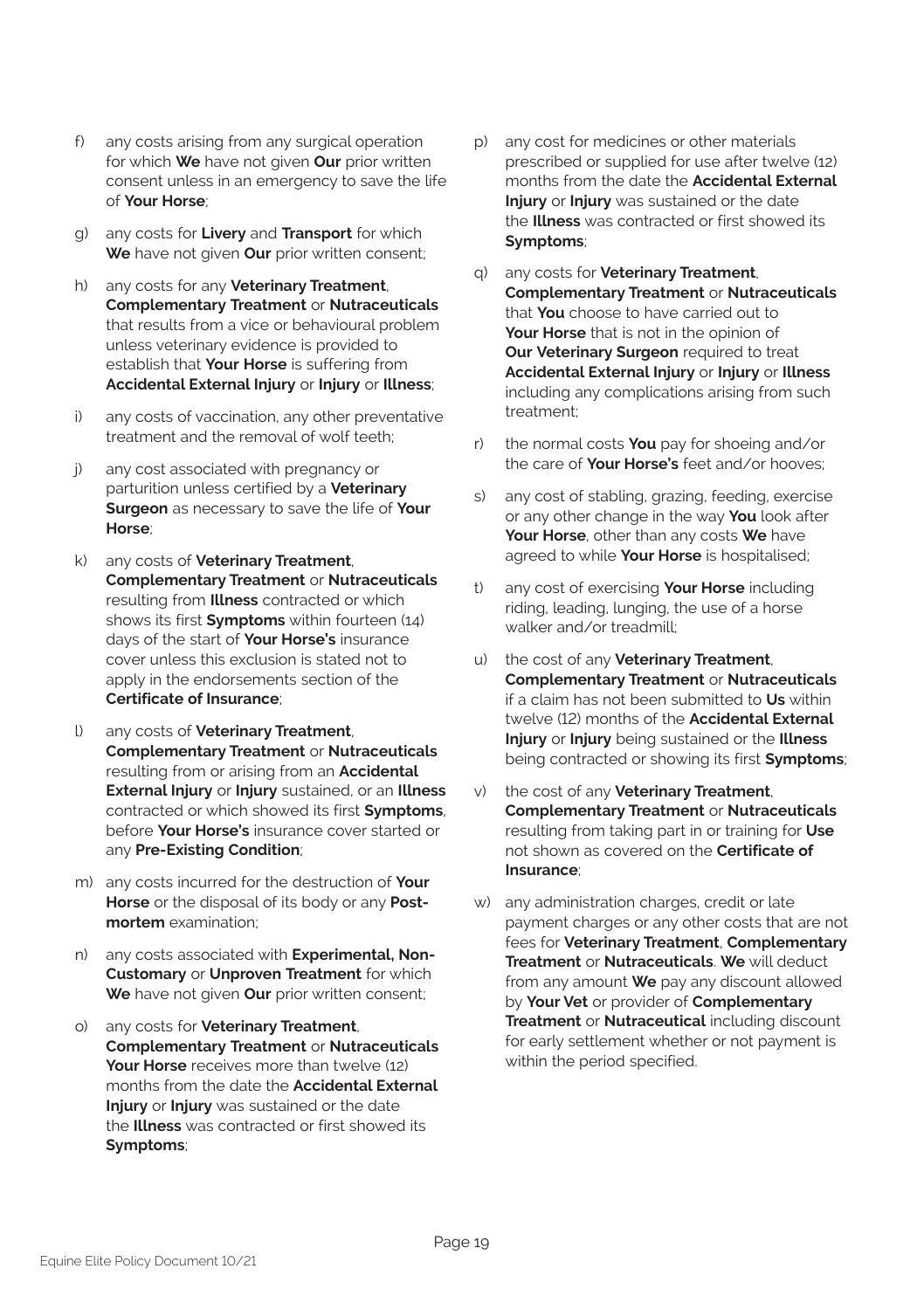f) any costs arising from any surgical operation for which **We** have not given **Our** prior written consent unless in an emergency to save the life of **Your Horse**;

g) any costs for **Livery** and **Transport** for which **We** have not given **Our** prior written consent;

h) any costs for any **Veterinary Treatment**, **Complementary Treatment** or **Nutraceuticals** that results from a vice or behavioural problem unless veterinary evidence is provided to establish that **Your Horse** is suffering from **Accidental External Injury** or **Injury** or **Illness**;

i) any costs of vaccination, any other preventative treatment and the removal of wolf teeth;

j) any cost associated with pregnancy or parturition unless certified by a **Veterinary Surgeon** as necessary to save the life of **Your Horse**;

k) any costs of **Veterinary Treatment**, **Complementary Treatment** or **Nutraceuticals** resulting from **Illness** contracted or which shows its first **Symptoms** within fourteen (14) days of the start of **Your Horse's** insurance cover unless this exclusion is stated not to apply in the endorsements section of the **Certificate of Insurance**;

l) any costs of **Veterinary Treatment**, **Complementary Treatment** or **Nutraceuticals** resulting from or arising from an **Accidental External Injury** or **Injury** sustained, or an **Illness** contracted or which showed its first **Symptoms**, before **Your Horse's** insurance cover started or any **Pre-Existing Condition**;

m) any costs incurred for the destruction of **Your Horse** or the disposal of its body or any **Post-mortem** examination;

n) any costs associated with **Experimental, Non-Customary** or **Unproven Treatment** for which **We** have not given **Our** prior written consent;

o) any costs for **Veterinary Treatment**, **Complementary Treatment** or **Nutraceuticals** **Your Horse** receives more than twelve (12) months from the date the **Accidental External Injury** or **Injury** was sustained or the date the **Illness** was contracted or first showed its **Symptoms**;

p) any cost for medicines or other materials prescribed or supplied for use after twelve (12) months from the date the **Accidental External Injury** or **Injury** was sustained or the date the **Illness** was contracted or first showed its **Symptoms**;

q) any costs for **Veterinary Treatment**, **Complementary Treatment** or **Nutraceuticals** that **You** choose to have carried out to **Your Horse** that is not in the opinion of **Our Veterinary Surgeon** required to treat **Accidental External Injury** or **Injury** or **Illness** including any complications arising from such treatment;

r) the normal costs **You** pay for shoeing and/or the care of **Your Horse's** feet and/or hooves;

s) any cost of stabling, grazing, feeding, exercise or any other change in the way **You** look after **Your Horse**, other than any costs **We** have agreed to while **Your Horse** is hospitalised;

t) any cost of exercising **Your Horse** including riding, leading, lunging, the use of a horse walker and/or treadmill;

u) the cost of any **Veterinary Treatment**, **Complementary Treatment** or **Nutraceuticals** if a claim has not been submitted to **Us** within twelve (12) months of the **Accidental External Injury** or **Injury** being sustained or the **Illness** being contracted or showing its first **Symptoms**;

v) the cost of any **Veterinary Treatment**, **Complementary Treatment** or **Nutraceuticals** resulting from taking part in or training for **Use** not shown as covered on the **Certificate of Insurance**;

w) any administration charges, credit or late payment charges or any other costs that are not fees for **Veterinary Treatment**, **Complementary Treatment** or **Nutraceuticals**. **We** will deduct from any amount **We** pay any discount allowed by **Your Vet** or provider of **Complementary Treatment** or **Nutraceutical** including discount for early settlement whether or not payment is within the period specified.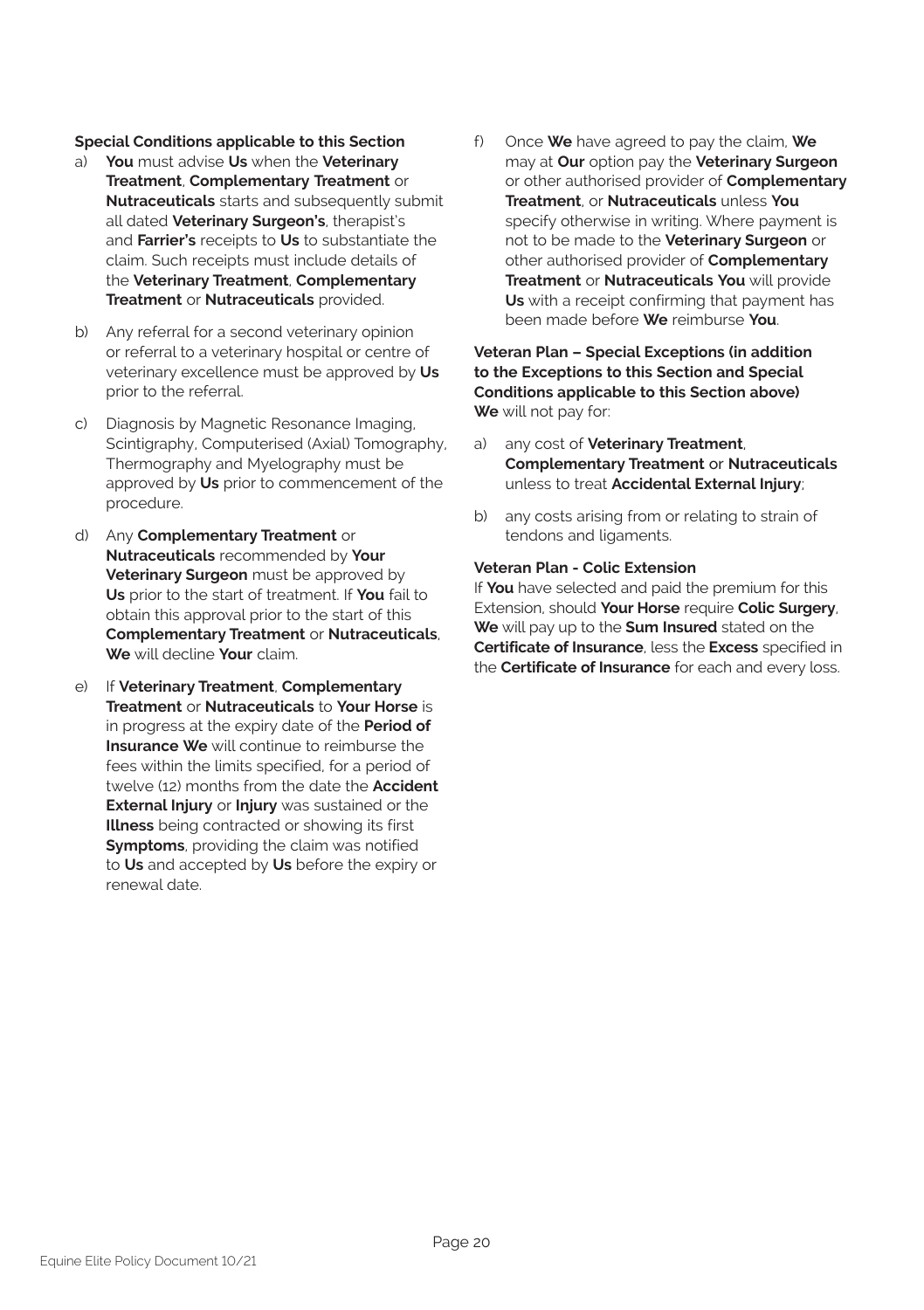**Special Conditions applicable to this Section**

a) **You** must advise **Us** when the **Veterinary Treatment**, **Complementary Treatment** or **Nutraceuticals** starts and subsequently submit all dated **Veterinary Surgeon's**, therapist's and **Farrier's** receipts to **Us** to substantiate the claim. Such receipts must include details of the **Veterinary Treatment**, **Complementary Treatment** or **Nutraceuticals** provided.

b) Any referral for a second veterinary opinion or referral to a veterinary hospital or centre of veterinary excellence must be approved by **Us** prior to the referral.

c) Diagnosis by Magnetic Resonance Imaging, Scintigraphy, Computerised (Axial) Tomography, Thermography and Myelography must be approved by **Us** prior to commencement of the procedure.

d) Any **Complementary Treatment** or **Nutraceuticals** recommended by **Your Veterinary Surgeon** must be approved by **Us** prior to the start of treatment. If **You** fail to obtain this approval prior to the start of this **Complementary Treatment** or **Nutraceuticals**, **We** will decline **Your** claim.

e) If **Veterinary Treatment**, **Complementary Treatment** or **Nutraceuticals** to **Your Horse** is in progress at the expiry date of the **Period of Insurance We** will continue to reimburse the fees within the limits specified, for a period of twelve (12) months from the date the **Accident External Injury** or **Injury** was sustained or the **Illness** being contracted or showing its first **Symptoms**, providing the claim was notified to **Us** and accepted by **Us** before the expiry or renewal date.

f) Once **We** have agreed to pay the claim, **We** may at **Our** option pay the **Veterinary Surgeon** or other authorised provider of **Complementary Treatment**, or **Nutraceuticals** unless **You** specify otherwise in writing. Where payment is not to be made to the **Veterinary Surgeon** or other authorised provider of **Complementary Treatment** or **Nutraceuticals You** will provide **Us** with a receipt confirming that payment has been made before **We** reimburse **You**.

**Veteran Plan – Special Exceptions (in addition to the Exceptions to this Section and Special Conditions applicable to this Section above)**
**We** will not pay for:

a) any cost of **Veterinary Treatment**, **Complementary Treatment** or **Nutraceuticals** unless to treat **Accidental External Injury**;

b) any costs arising from or relating to strain of tendons and ligaments.

**Veteran Plan - Colic Extension**

If **You** have selected and paid the premium for this Extension, should **Your Horse** require **Colic Surgery**, **We** will pay up to the **Sum Insured** stated on the **Certificate of Insurance**, less the **Excess** specified in the **Certificate of Insurance** for each and every loss.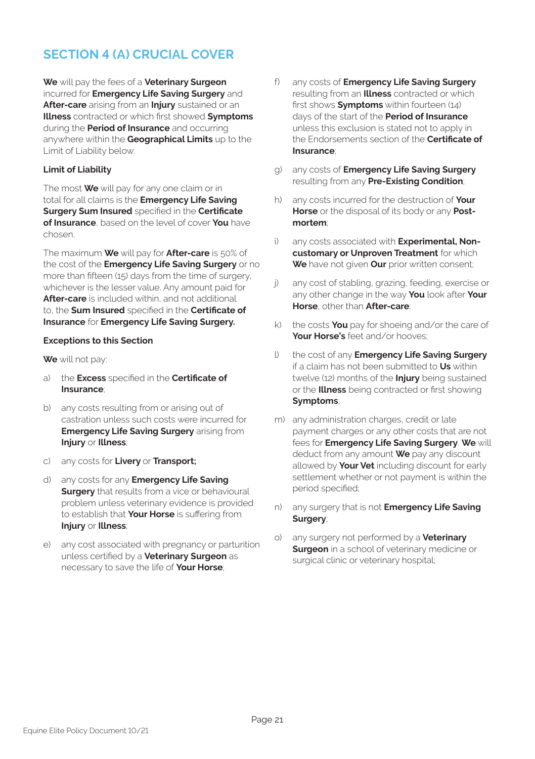## SECTION 4 (A) CRUCIAL COVER

**We** will pay the fees of a **Veterinary Surgeon** incurred for **Emergency Life Saving Surgery** and **After-care** arising from an **Injury** sustained or an **Illness** contracted or which first showed **Symptoms** during the **Period of Insurance** and occurring anywhere within the **Geographical Limits** up to the Limit of Liability below.

**Limit of Liability**

The most **We** will pay for any one claim or in total for all claims is the **Emergency Life Saving Surgery Sum Insured** specified in the **Certificate of Insurance**, based on the level of cover **You** have chosen.

The maximum **We** will pay for **After-care** is 50% of the cost of the **Emergency Life Saving Surgery** or no more than fifteen (15) days from the time of surgery, whichever is the lesser value. Any amount paid for **After-care** is included within, and not additional to, the **Sum Insured** specified in the **Certificate of Insurance** for **Emergency Life Saving Surgery.**

**Exceptions to this Section**

**We** will not pay:

a) the **Excess** specified in the **Certificate of Insurance**;

b) any costs resulting from or arising out of castration unless such costs were incurred for **Emergency Life Saving Surgery** arising from **Injury** or **Illness**;

c) any costs for **Livery** or **Transport;**

d) any costs for any **Emergency Life Saving Surgery** that results from a vice or behavioural problem unless veterinary evidence is provided to establish that **Your Horse** is suffering from **Injury** or **Illness**;

e) any cost associated with pregnancy or parturition unless certified by a **Veterinary Surgeon** as necessary to save the life of **Your Horse**;

f) any costs of **Emergency Life Saving Surgery** resulting from an **Illness** contracted or which first shows **Symptoms** within fourteen (14) days of the start of the **Period of Insurance** unless this exclusion is stated not to apply in the Endorsements section of the **Certificate of Insurance**;

g) any costs of **Emergency Life Saving Surgery** resulting from any **Pre-Existing Condition**;

h) any costs incurred for the destruction of **Your Horse** or the disposal of its body or any **Post-mortem**;

i) any costs associated with **Experimental, Non-customary or Unproven Treatment** for which **We** have not given **Our** prior written consent;

j) any cost of stabling, grazing, feeding, exercise or any other change in the way **You** look after **Your Horse**, other than **After-care**;

k) the costs **You** pay for shoeing and/or the care of **Your Horse's** feet and/or hooves;

l) the cost of any **Emergency Life Saving Surgery** if a claim has not been submitted to **Us** within twelve (12) months of the **Injury** being sustained or the **Illness** being contracted or first showing **Symptoms**;

m) any administration charges, credit or late payment charges or any other costs that are not fees for **Emergency Life Saving Surgery**. **We** will deduct from any amount **We** pay any discount allowed by **Your Vet** including discount for early settlement whether or not payment is within the period specified;

n) any surgery that is not **Emergency Life Saving Surgery**;

o) any surgery not performed by a **Veterinary Surgeon** in a school of veterinary medicine or surgical clinic or veterinary hospital;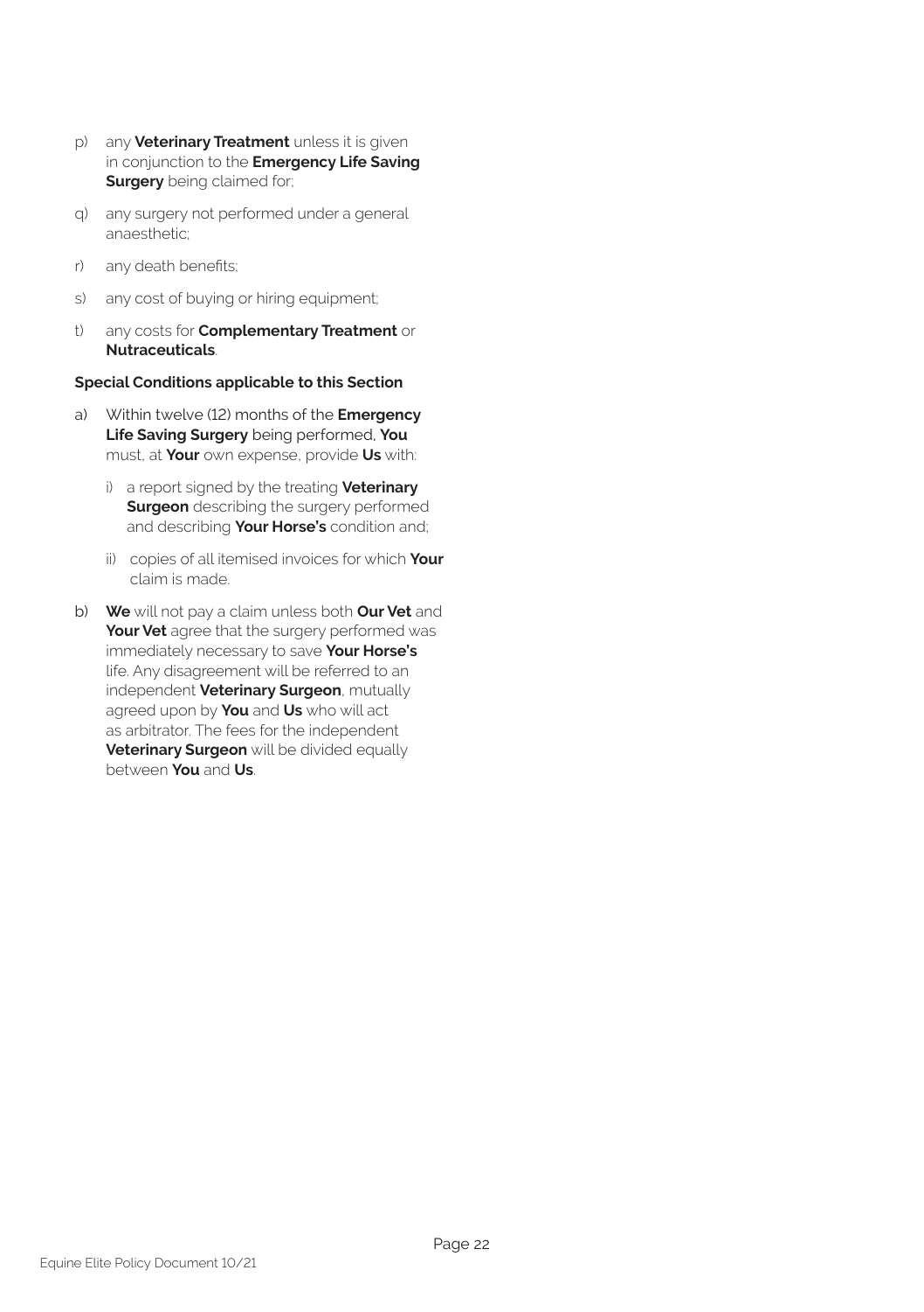p) any **Veterinary Treatment** unless it is given in conjunction to the **Emergency Life Saving Surgery** being claimed for;

q) any surgery not performed under a general anaesthetic;

r) any death benefits;

s) any cost of buying or hiring equipment;

t) any costs for **Complementary Treatment** or **Nutraceuticals**.

**Special Conditions applicable to this Section**

a) Within twelve (12) months of the **Emergency Life Saving Surgery** being performed, **You** must, at **Your** own expense, provide **Us** with:

   i) a report signed by the treating **Veterinary Surgeon** describing the surgery performed and describing **Your Horse's** condition and;

   ii) copies of all itemised invoices for which **Your** claim is made.

b) **We** will not pay a claim unless both **Our Vet** and **Your Vet** agree that the surgery performed was immediately necessary to save **Your Horse's** life. Any disagreement will be referred to an independent **Veterinary Surgeon**, mutually agreed upon by **You** and **Us** who will act as arbitrator. The fees for the independent **Veterinary Surgeon** will be divided equally between **You** and **Us**.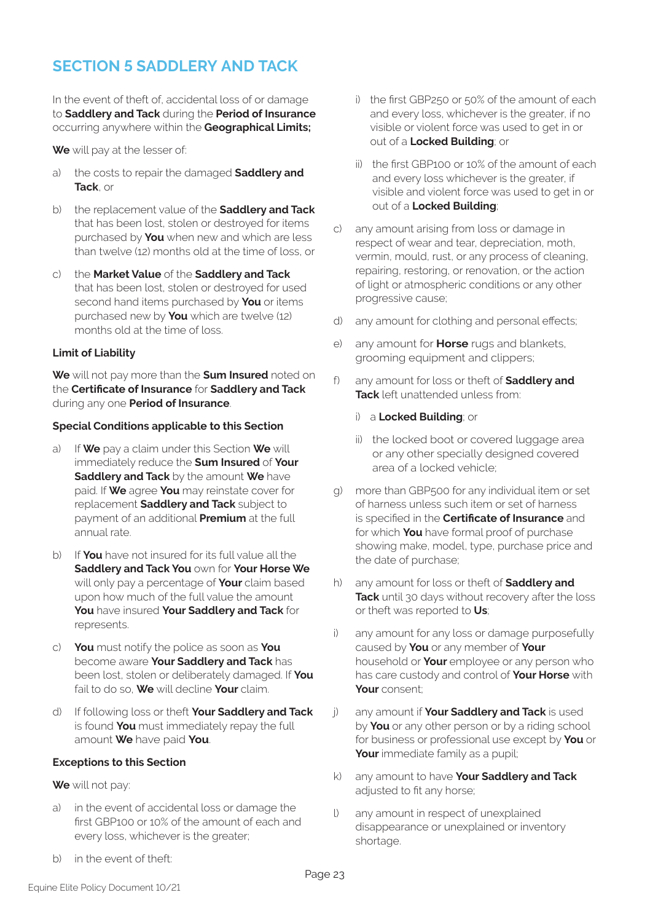# SECTION 5 SADDLERY AND TACK

In the event of theft of, accidental loss of or damage to **Saddlery and Tack** during the **Period of Insurance** occurring anywhere within the **Geographical Limits;**

**We** will pay at the lesser of:

a) the costs to repair the damaged **Saddlery and Tack**, or

b) the replacement value of the **Saddlery and Tack** that has been lost, stolen or destroyed for items purchased by **You** when new and which are less than twelve (12) months old at the time of loss, or

c) the **Market Value** of the **Saddlery and Tack** that has been lost, stolen or destroyed for used second hand items purchased by **You** or items purchased new by **You** which are twelve (12) months old at the time of loss.

**Limit of Liability**

**We** will not pay more than the **Sum Insured** noted on the **Certificate of Insurance** for **Saddlery and Tack** during any one **Period of Insurance**.

**Special Conditions applicable to this Section**

a) If **We** pay a claim under this Section **We** will immediately reduce the **Sum Insured** of **Your Saddlery and Tack** by the amount **We** have paid. If **We** agree **You** may reinstate cover for replacement **Saddlery and Tack** subject to payment of an additional **Premium** at the full annual rate.

b) If **You** have not insured for its full value all the **Saddlery and Tack You** own for **Your Horse We** will only pay a percentage of **Your** claim based upon how much of the full value the amount **You** have insured **Your Saddlery and Tack** for represents.

c) **You** must notify the police as soon as **You** become aware **Your Saddlery and Tack** has been lost, stolen or deliberately damaged. If **You** fail to do so, **We** will decline **Your** claim.

d) If following loss or theft **Your Saddlery and Tack** is found **You** must immediately repay the full amount **We** have paid **You**.

**Exceptions to this Section**

**We** will not pay:

a) in the event of accidental loss or damage the first GBP100 or 10% of the amount of each and every loss, whichever is the greater;

b) in the event of theft:

   i) the first GBP250 or 50% of the amount of each and every loss, whichever is the greater, if no visible or violent force was used to get in or out of a **Locked Building**; or

   ii) the first GBP100 or 10% of the amount of each and every loss whichever is the greater, if visible and violent force was used to get in or out of a **Locked Building**;

c) any amount arising from loss or damage in respect of wear and tear, depreciation, moth, vermin, mould, rust, or any process of cleaning, repairing, restoring, or renovation, or the action of light or atmospheric conditions or any other progressive cause;

d) any amount for clothing and personal effects;

e) any amount for **Horse** rugs and blankets, grooming equipment and clippers;

f) any amount for loss or theft of **Saddlery and Tack** left unattended unless from:

   i) a **Locked Building**; or

   ii) the locked boot or covered luggage area or any other specially designed covered area of a locked vehicle;

g) more than GBP500 for any individual item or set of harness unless such item or set of harness is specified in the **Certificate of Insurance** and for which **You** have formal proof of purchase showing make, model, type, purchase price and the date of purchase;

h) any amount for loss or theft of **Saddlery and Tack** until 30 days without recovery after the loss or theft was reported to **Us**;

i) any amount for any loss or damage purposefully caused by **You** or any member of **Your** household or **Your** employee or any person who has care custody and control of **Your Horse** with **Your** consent;

j) any amount if **Your Saddlery and Tack** is used by **You** or any other person or by a riding school for business or professional use except by **You** or **Your** immediate family as a pupil;

k) any amount to have **Your Saddlery and Tack** adjusted to fit any horse;

l) any amount in respect of unexplained disappearance or unexplained or inventory shortage.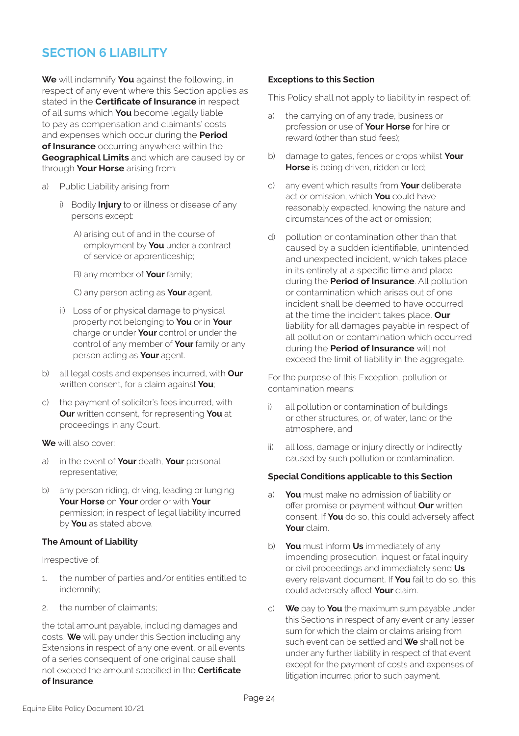## SECTION 6 LIABILITY

**We** will indemnify **You** against the following, in respect of any event where this Section applies as stated in the **Certificate of Insurance** in respect of all sums which **You** become legally liable to pay as compensation and claimants' costs and expenses which occur during the **Period of Insurance** occurring anywhere within the **Geographical Limits** and which are caused by or through **Your Horse** arising from:

a) Public Liability arising from

   i) Bodily **Injury** to or illness or disease of any persons except:

      A) arising out of and in the course of employment by **You** under a contract of service or apprenticeship;

      B) any member of **Your** family;

      C) any person acting as **Your** agent.

   ii) Loss of or physical damage to physical property not belonging to **You** or in **Your** charge or under **Your** control or under the control of any member of **Your** family or any person acting as **Your** agent.

b) all legal costs and expenses incurred, with **Our** written consent, for a claim against **You**;

c) the payment of solicitor's fees incurred, with **Our** written consent, for representing **You** at proceedings in any Court.

**We** will also cover:

a) in the event of **Your** death, **Your** personal representative;

b) any person riding, driving, leading or lunging **Your Horse** on **Your** order or with **Your** permission; in respect of legal liability incurred by **You** as stated above.

### The Amount of Liability

Irrespective of:

1. the number of parties and/or entities entitled to indemnity;
2. the number of claimants;

the total amount payable, including damages and costs, **We** will pay under this Section including any Extensions in respect of any one event, or all events of a series consequent of one original cause shall not exceed the amount specified in the **Certificate of Insurance**.

### Exceptions to this Section

This Policy shall not apply to liability in respect of:

a) the carrying on of any trade, business or profession or use of **Your Horse** for hire or reward (other than stud fees);

b) damage to gates, fences or crops whilst **Your Horse** is being driven, ridden or led;

c) any event which results from **Your** deliberate act or omission, which **You** could have reasonably expected, knowing the nature and circumstances of the act or omission;

d) pollution or contamination other than that caused by a sudden identifiable, unintended and unexpected incident, which takes place in its entirety at a specific time and place during the **Period of Insurance**. All pollution or contamination which arises out of one incident shall be deemed to have occurred at the time the incident takes place. **Our** liability for all damages payable in respect of all pollution or contamination which occurred during the **Period of Insurance** will not exceed the limit of liability in the aggregate.

For the purpose of this Exception, pollution or contamination means:

i) all pollution or contamination of buildings or other structures, or, of water, land or the atmosphere, and

ii) all loss, damage or injury directly or indirectly caused by such pollution or contamination.

### Special Conditions applicable to this Section

a) **You** must make no admission of liability or offer promise or payment without **Our** written consent. If **You** do so, this could adversely affect **Your** claim.

b) **You** must inform **Us** immediately of any impending prosecution, inquest or fatal inquiry or civil proceedings and immediately send **Us** every relevant document. If **You** fail to do so, this could adversely affect **Your** claim.

c) **We** pay to **You** the maximum sum payable under this Sections in respect of any event or any lesser sum for which the claim or claims arising from such event can be settled and **We** shall not be under any further liability in respect of that event except for the payment of costs and expenses of litigation incurred prior to such payment.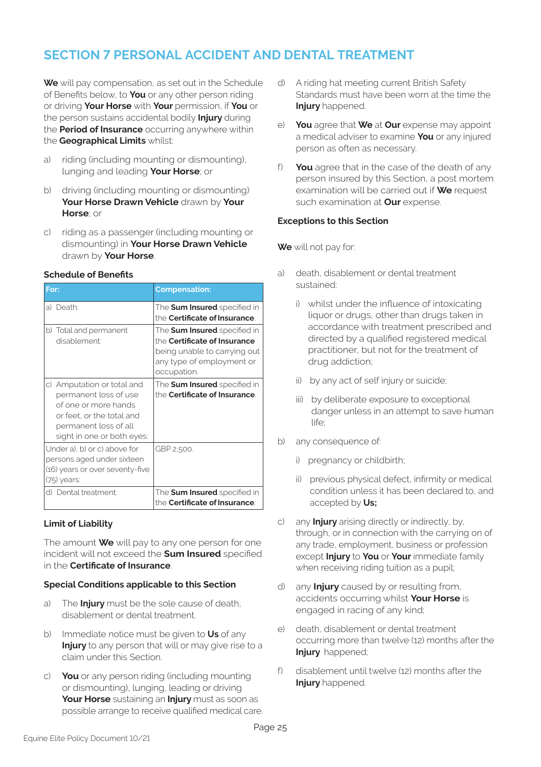# SECTION 7 PERSONAL ACCIDENT AND DENTAL TREATMENT

**We** will pay compensation, as set out in the Schedule of Benefits below, to **You** or any other person riding or driving **Your Horse** with **Your** permission, if **You** or the person sustains accidental bodily **Injury** during the **Period of Insurance** occurring anywhere within the **Geographical Limits** whilst:

a) riding (including mounting or dismounting), lunging and leading **Your Horse**; or

b) driving (including mounting or dismounting) **Your Horse Drawn Vehicle** drawn by **Your Horse**; or

c) riding as a passenger (including mounting or dismounting) in **Your Horse Drawn Vehicle** drawn by **Your Horse**.

### Schedule of Benefits

| For: | Compensation: |
|---|---|
| a) Death: | The **Sum Insured** specified in the **Certificate of Insurance**. |
| b) Total and permanent disablement: | The **Sum Insured** specified in the **Certificate of Insurance** being unable to carrying out any type of employment or occupation. |
| c) Amputation or total and permanent loss of use of one or more hands or feet, or the total and permanent loss of all sight in one or both eyes: | The **Sum Insured** specified in the **Certificate of Insurance**. |
| Under a), b) or c) above for persons aged under sixteen (16) years or over seventy-five (75) years: | GBP 2,500. |
| d) Dental treatment: | The **Sum Insured** specified in the **Certificate of Insurance**. |

### Limit of Liability

The amount **We** will pay to any one person for one incident will not exceed the **Sum Insured** specified in the **Certificate of Insurance**.

### Special Conditions applicable to this Section

a) The **Injury** must be the sole cause of death, disablement or dental treatment.

b) Immediate notice must be given to **Us** of any **Injury** to any person that will or may give rise to a claim under this Section.

c) **You** or any person riding (including mounting or dismounting), lunging, leading or driving **Your Horse** sustaining an **Injury** must as soon as possible arrange to receive qualified medical care.

d) A riding hat meeting current British Safety Standards must have been worn at the time the **Injury** happened.

e) **You** agree that **We** at **Our** expense may appoint a medical adviser to examine **You** or any injured person as often as necessary.

f) **You** agree that in the case of the death of any person insured by this Section, a post mortem examination will be carried out if **We** request such examination at **Our** expense.

### Exceptions to this Section

**We** will not pay for:

a) death, disablement or dental treatment sustained:

   i) whilst under the influence of intoxicating liquor or drugs, other than drugs taken in accordance with treatment prescribed and directed by a qualified registered medical practitioner, but not for the treatment of drug addiction;

   ii) by any act of self injury or suicide;

   iii) by deliberate exposure to exceptional danger unless in an attempt to save human life;

b) any consequence of:

   i) pregnancy or childbirth;

   ii) previous physical defect, infirmity or medical condition unless it has been declared to, and accepted by **Us;**

c) any **Injury** arising directly or indirectly, by, through, or in connection with the carrying on of any trade, employment, business or profession except **Injury** to **You** or **Your** immediate family when receiving riding tuition as a pupil;

d) any **Injury** caused by or resulting from, accidents occurring whilst **Your Horse** is engaged in racing of any kind;

e) death, disablement or dental treatment occurring more than twelve (12) months after the **Injury** happened;

f) disablement until twelve (12) months after the **Injury** happened.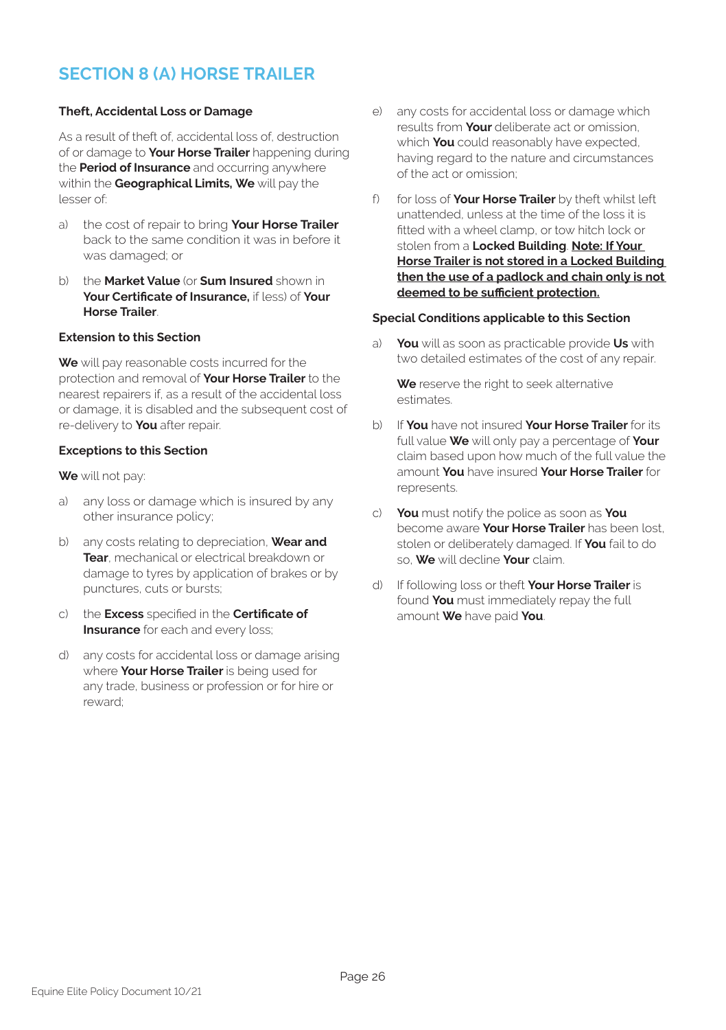## SECTION 8 (A) HORSE TRAILER

**Theft, Accidental Loss or Damage**

As a result of theft of, accidental loss of, destruction of or damage to **Your Horse Trailer** happening during the **Period of Insurance** and occurring anywhere within the **Geographical Limits, We** will pay the lesser of:

a) the cost of repair to bring **Your Horse Trailer** back to the same condition it was in before it was damaged; or

b) the **Market Value** (or **Sum Insured** shown in **Your Certificate of Insurance,** if less) of **Your Horse Trailer**.

**Extension to this Section**

**We** will pay reasonable costs incurred for the protection and removal of **Your Horse Trailer** to the nearest repairers if, as a result of the accidental loss or damage, it is disabled and the subsequent cost of re-delivery to **You** after repair.

**Exceptions to this Section**

**We** will not pay:

a) any loss or damage which is insured by any other insurance policy;

b) any costs relating to depreciation, **Wear and Tear**, mechanical or electrical breakdown or damage to tyres by application of brakes or by punctures, cuts or bursts;

c) the **Excess** specified in the **Certificate of Insurance** for each and every loss;

d) any costs for accidental loss or damage arising where **Your Horse Trailer** is being used for any trade, business or profession or for hire or reward;

e) any costs for accidental loss or damage which results from **Your** deliberate act or omission, which **You** could reasonably have expected, having regard to the nature and circumstances of the act or omission;

f) for loss of **Your Horse Trailer** by theft whilst left unattended, unless at the time of the loss it is fitted with a wheel clamp, or tow hitch lock or stolen from a **Locked Building**. **Note: If Your Horse Trailer is not stored in a Locked Building then the use of a padlock and chain only is not deemed to be sufficient protection.**

**Special Conditions applicable to this Section**

a) **You** will as soon as practicable provide **Us** with two detailed estimates of the cost of any repair.

   **We** reserve the right to seek alternative estimates.

b) If **You** have not insured **Your Horse Trailer** for its full value **We** will only pay a percentage of **Your** claim based upon how much of the full value the amount **You** have insured **Your Horse Trailer** for represents.

c) **You** must notify the police as soon as **You** become aware **Your Horse Trailer** has been lost, stolen or deliberately damaged. If **You** fail to do so, **We** will decline **Your** claim.

d) If following loss or theft **Your Horse Trailer** is found **You** must immediately repay the full amount **We** have paid **You**.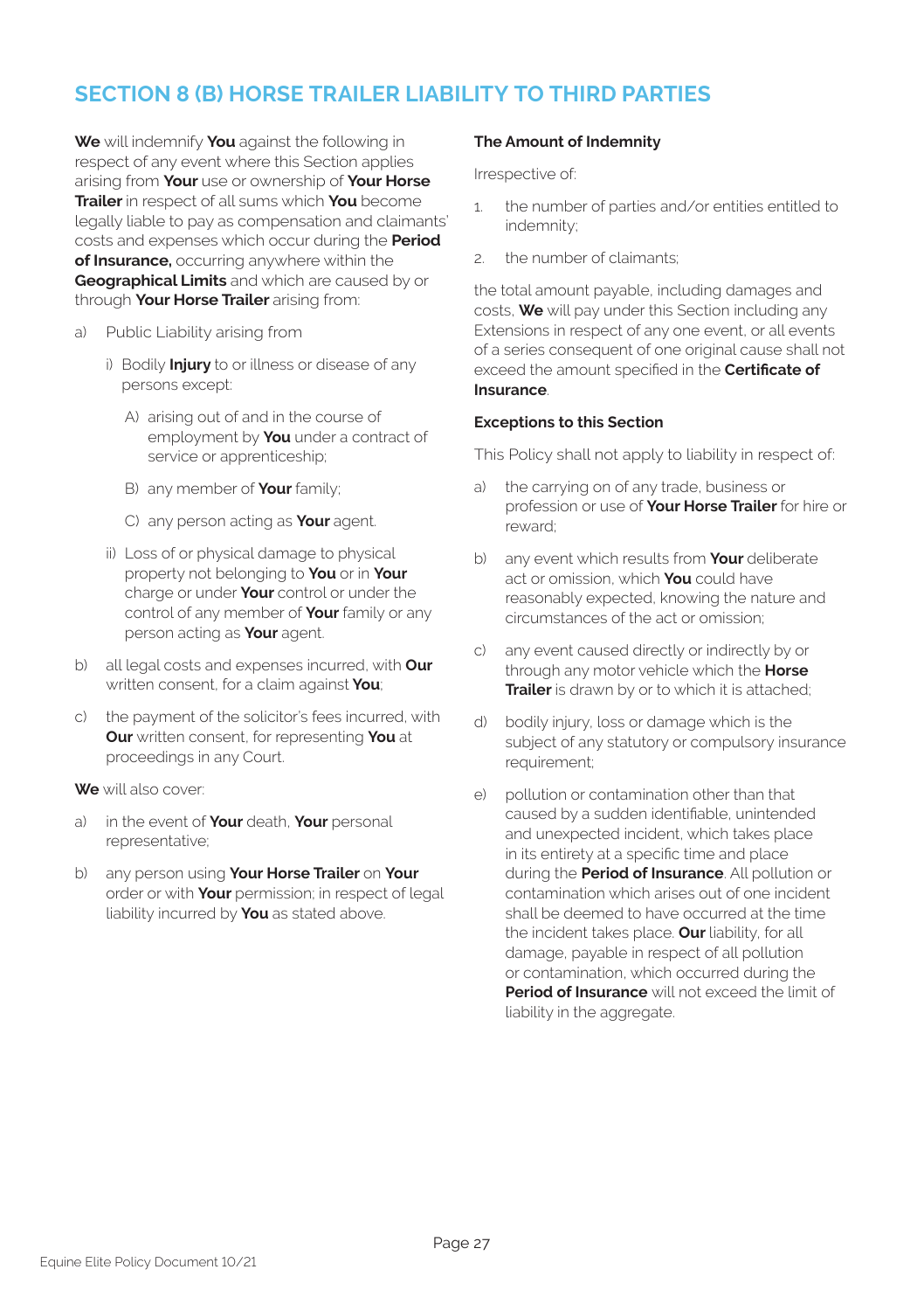## SECTION 8 (B) HORSE TRAILER LIABILITY TO THIRD PARTIES

**We** will indemnify **You** against the following in respect of any event where this Section applies arising from **Your** use or ownership of **Your Horse Trailer** in respect of all sums which **You** become legally liable to pay as compensation and claimants' costs and expenses which occur during the **Period of Insurance,** occurring anywhere within the **Geographical Limits** and which are caused by or through **Your Horse Trailer** arising from:

a) Public Liability arising from

   i) Bodily **Injury** to or illness or disease of any persons except:

      A) arising out of and in the course of employment by **You** under a contract of service or apprenticeship;

      B) any member of **Your** family;

      C) any person acting as **Your** agent.

   ii) Loss of or physical damage to physical property not belonging to **You** or in **Your** charge or under **Your** control or under the control of any member of **Your** family or any person acting as **Your** agent.

b) all legal costs and expenses incurred, with **Our** written consent, for a claim against **You**;

c) the payment of the solicitor's fees incurred, with **Our** written consent, for representing **You** at proceedings in any Court.

**We** will also cover:

a) in the event of **Your** death, **Your** personal representative;

b) any person using **Your Horse Trailer** on **Your** order or with **Your** permission; in respect of legal liability incurred by **You** as stated above.

**The Amount of Indemnity**

Irrespective of:

1. the number of parties and/or entities entitled to indemnity;
2. the number of claimants;

the total amount payable, including damages and costs, **We** will pay under this Section including any Extensions in respect of any one event, or all events of a series consequent of one original cause shall not exceed the amount specified in the **Certificate of Insurance**.

**Exceptions to this Section**

This Policy shall not apply to liability in respect of:

a) the carrying on of any trade, business or profession or use of **Your Horse Trailer** for hire or reward;

b) any event which results from **Your** deliberate act or omission, which **You** could have reasonably expected, knowing the nature and circumstances of the act or omission;

c) any event caused directly or indirectly by or through any motor vehicle which the **Horse Trailer** is drawn by or to which it is attached;

d) bodily injury, loss or damage which is the subject of any statutory or compulsory insurance requirement;

e) pollution or contamination other than that caused by a sudden identifiable, unintended and unexpected incident, which takes place in its entirety at a specific time and place during the **Period of Insurance**. All pollution or contamination which arises out of one incident shall be deemed to have occurred at the time the incident takes place. **Our** liability, for all damage, payable in respect of all pollution or contamination, which occurred during the **Period of Insurance** will not exceed the limit of liability in the aggregate.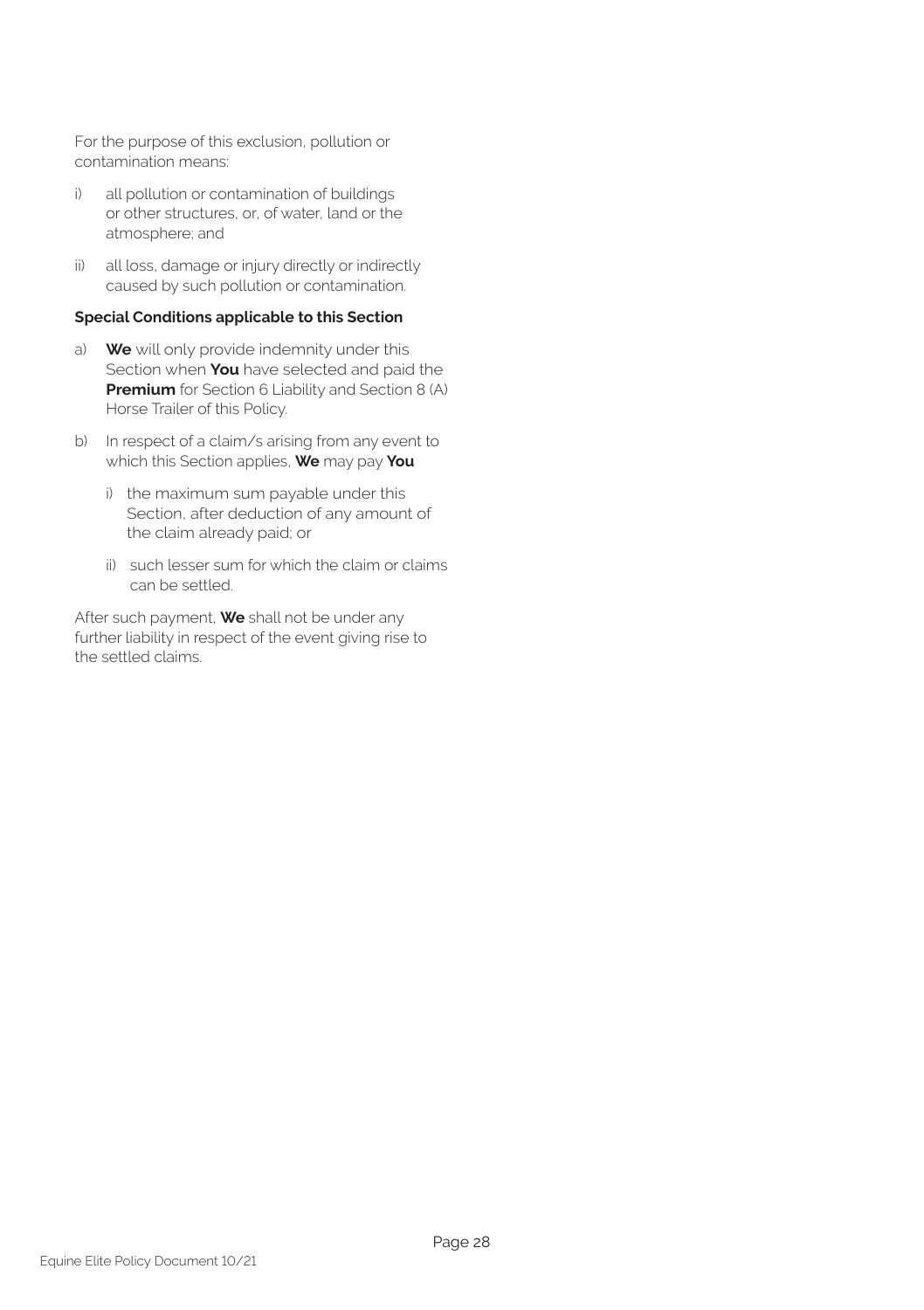For the purpose of this exclusion, pollution or contamination means:

i) all pollution or contamination of buildings or other structures, or, of water, land or the atmosphere; and

ii) all loss, damage or injury directly or indirectly caused by such pollution or contamination.

**Special Conditions applicable to this Section**

a) **We** will only provide indemnity under this Section when **You** have selected and paid the **Premium** for Section 6 Liability and Section 8 (A) Horse Trailer of this Policy.

b) In respect of a claim/s arising from any event to which this Section applies, **We** may pay **You**

   i) the maximum sum payable under this Section, after deduction of any amount of the claim already paid; or

   ii) such lesser sum for which the claim or claims can be settled.

After such payment, **We** shall not be under any further liability in respect of the event giving rise to the settled claims.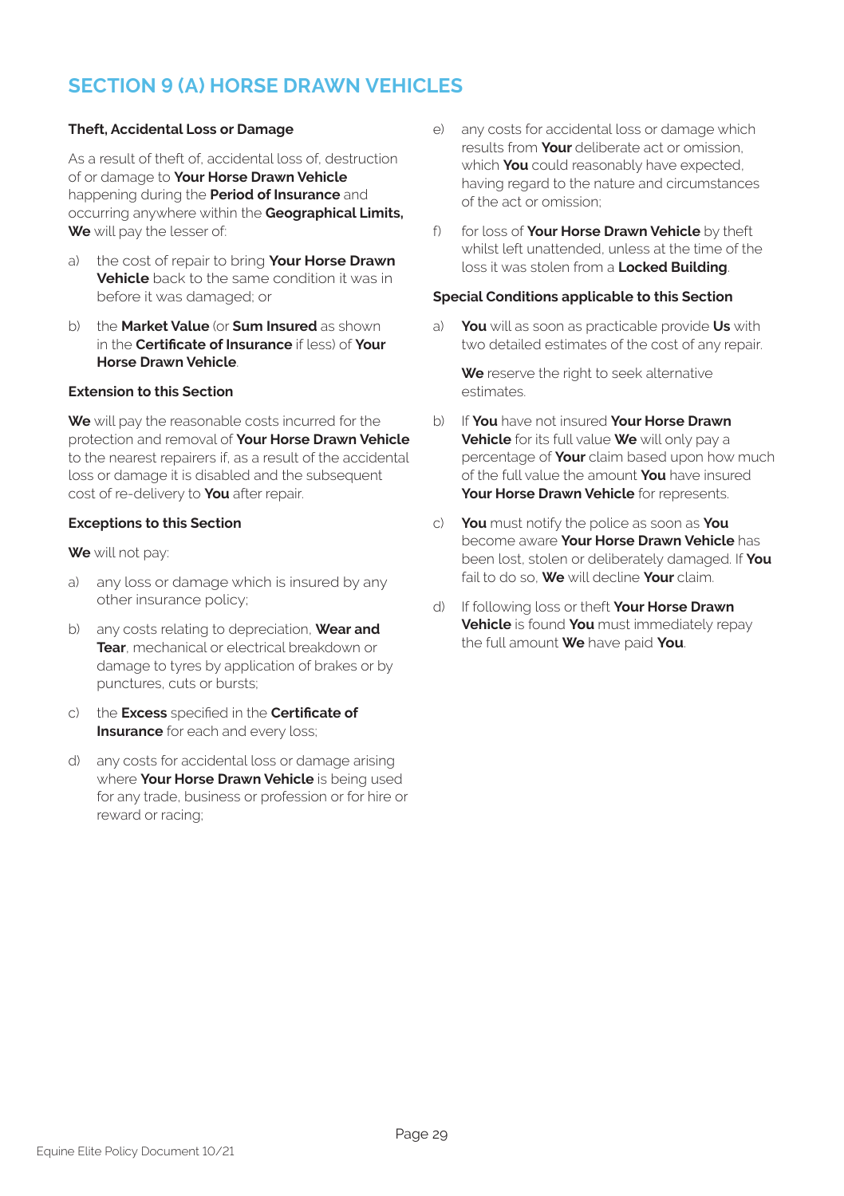# SECTION 9 (A) HORSE DRAWN VEHICLES

**Theft, Accidental Loss or Damage**

As a result of theft of, accidental loss of, destruction of or damage to **Your Horse Drawn Vehicle** happening during the **Period of Insurance** and occurring anywhere within the **Geographical Limits, We** will pay the lesser of:

a) the cost of repair to bring **Your Horse Drawn Vehicle** back to the same condition it was in before it was damaged; or

b) the **Market Value** (or **Sum Insured** as shown in the **Certificate of Insurance** if less) of **Your Horse Drawn Vehicle**.

**Extension to this Section**

**We** will pay the reasonable costs incurred for the protection and removal of **Your Horse Drawn Vehicle** to the nearest repairers if, as a result of the accidental loss or damage it is disabled and the subsequent cost of re-delivery to **You** after repair.

**Exceptions to this Section**

**We** will not pay:

a) any loss or damage which is insured by any other insurance policy;

b) any costs relating to depreciation, **Wear and Tear**, mechanical or electrical breakdown or damage to tyres by application of brakes or by punctures, cuts or bursts;

c) the **Excess** specified in the **Certificate of Insurance** for each and every loss;

d) any costs for accidental loss or damage arising where **Your Horse Drawn Vehicle** is being used for any trade, business or profession or for hire or reward or racing;

e) any costs for accidental loss or damage which results from **Your** deliberate act or omission, which **You** could reasonably have expected, having regard to the nature and circumstances of the act or omission;

f) for loss of **Your Horse Drawn Vehicle** by theft whilst left unattended, unless at the time of the loss it was stolen from a **Locked Building**.

**Special Conditions applicable to this Section**

a) **You** will as soon as practicable provide **Us** with two detailed estimates of the cost of any repair.

   **We** reserve the right to seek alternative estimates.

b) If **You** have not insured **Your Horse Drawn Vehicle** for its full value **We** will only pay a percentage of **Your** claim based upon how much of the full value the amount **You** have insured **Your Horse Drawn Vehicle** for represents.

c) **You** must notify the police as soon as **You** become aware **Your Horse Drawn Vehicle** has been lost, stolen or deliberately damaged. If **You** fail to do so, **We** will decline **Your** claim.

d) If following loss or theft **Your Horse Drawn Vehicle** is found **You** must immediately repay the full amount **We** have paid **You**.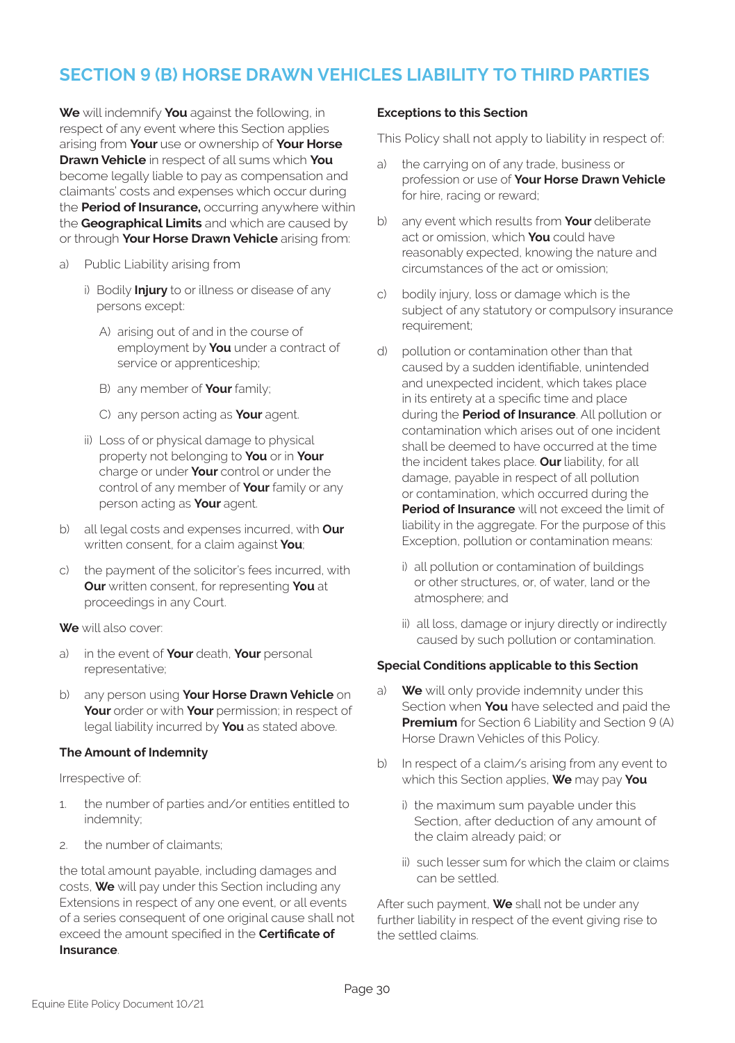# SECTION 9 (B) HORSE DRAWN VEHICLES LIABILITY TO THIRD PARTIES

**We** will indemnify **You** against the following, in respect of any event where this Section applies arising from **Your** use or ownership of **Your Horse Drawn Vehicle** in respect of all sums which **You** become legally liable to pay as compensation and claimants' costs and expenses which occur during the **Period of Insurance,** occurring anywhere within the **Geographical Limits** and which are caused by or through **Your Horse Drawn Vehicle** arising from:

a) Public Liability arising from

   i) Bodily **Injury** to or illness or disease of any persons except:

      A) arising out of and in the course of employment by **You** under a contract of service or apprenticeship;

      B) any member of **Your** family;

      C) any person acting as **Your** agent.

   ii) Loss of or physical damage to physical property not belonging to **You** or in **Your** charge or under **Your** control or under the control of any member of **Your** family or any person acting as **Your** agent.

b) all legal costs and expenses incurred, with **Our** written consent, for a claim against **You**;

c) the payment of the solicitor's fees incurred, with **Our** written consent, for representing **You** at proceedings in any Court.

**We** will also cover:

a) in the event of **Your** death, **Your** personal representative;

b) any person using **Your Horse Drawn Vehicle** on **Your** order or with **Your** permission; in respect of legal liability incurred by **You** as stated above.

### The Amount of Indemnity

Irrespective of:

1. the number of parties and/or entities entitled to indemnity;
2. the number of claimants;

the total amount payable, including damages and costs, **We** will pay under this Section including any Extensions in respect of any one event, or all events of a series consequent of one original cause shall not exceed the amount specified in the **Certificate of Insurance**.

### Exceptions to this Section

This Policy shall not apply to liability in respect of:

a) the carrying on of any trade, business or profession or use of **Your Horse Drawn Vehicle** for hire, racing or reward;

b) any event which results from **Your** deliberate act or omission, which **You** could have reasonably expected, knowing the nature and circumstances of the act or omission;

c) bodily injury, loss or damage which is the subject of any statutory or compulsory insurance requirement;

d) pollution or contamination other than that caused by a sudden identifiable, unintended and unexpected incident, which takes place in its entirety at a specific time and place during the **Period of Insurance**. All pollution or contamination which arises out of one incident shall be deemed to have occurred at the time the incident takes place. **Our** liability, for all damage, payable in respect of all pollution or contamination, which occurred during the **Period of Insurance** will not exceed the limit of liability in the aggregate. For the purpose of this Exception, pollution or contamination means:

   i) all pollution or contamination of buildings or other structures, or, of water, land or the atmosphere; and

   ii) all loss, damage or injury directly or indirectly caused by such pollution or contamination.

### Special Conditions applicable to this Section

a) **We** will only provide indemnity under this Section when **You** have selected and paid the **Premium** for Section 6 Liability and Section 9 (A) Horse Drawn Vehicles of this Policy.

b) In respect of a claim/s arising from any event to which this Section applies, **We** may pay **You**

   i) the maximum sum payable under this Section, after deduction of any amount of the claim already paid; or

   ii) such lesser sum for which the claim or claims can be settled.

After such payment, **We** shall not be under any further liability in respect of the event giving rise to the settled claims.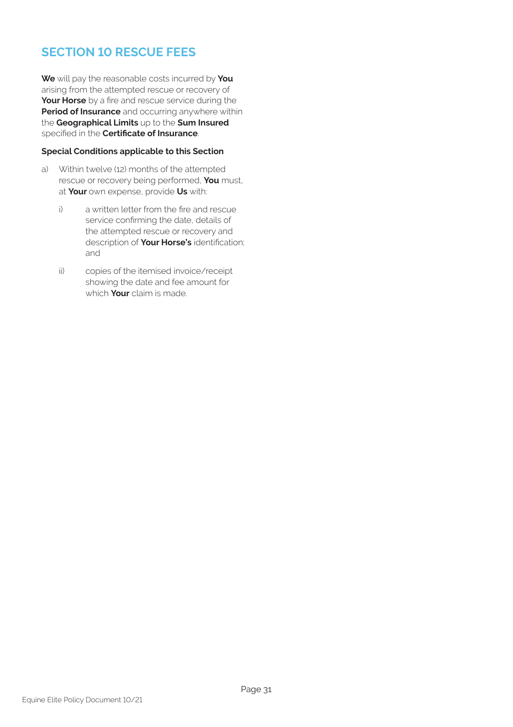## SECTION 10 RESCUE FEES

**We** will pay the reasonable costs incurred by **You** arising from the attempted rescue or recovery of **Your Horse** by a fire and rescue service during the **Period of Insurance** and occurring anywhere within the **Geographical Limits** up to the **Sum Insured** specified in the **Certificate of Insurance**.

**Special Conditions applicable to this Section**

a) Within twelve (12) months of the attempted rescue or recovery being performed, **You** must, at **Your** own expense, provide **Us** with:

   i) a written letter from the fire and rescue service confirming the date, details of the attempted rescue or recovery and description of **Your Horse's** identification; and

   ii) copies of the itemised invoice/receipt showing the date and fee amount for which **Your** claim is made.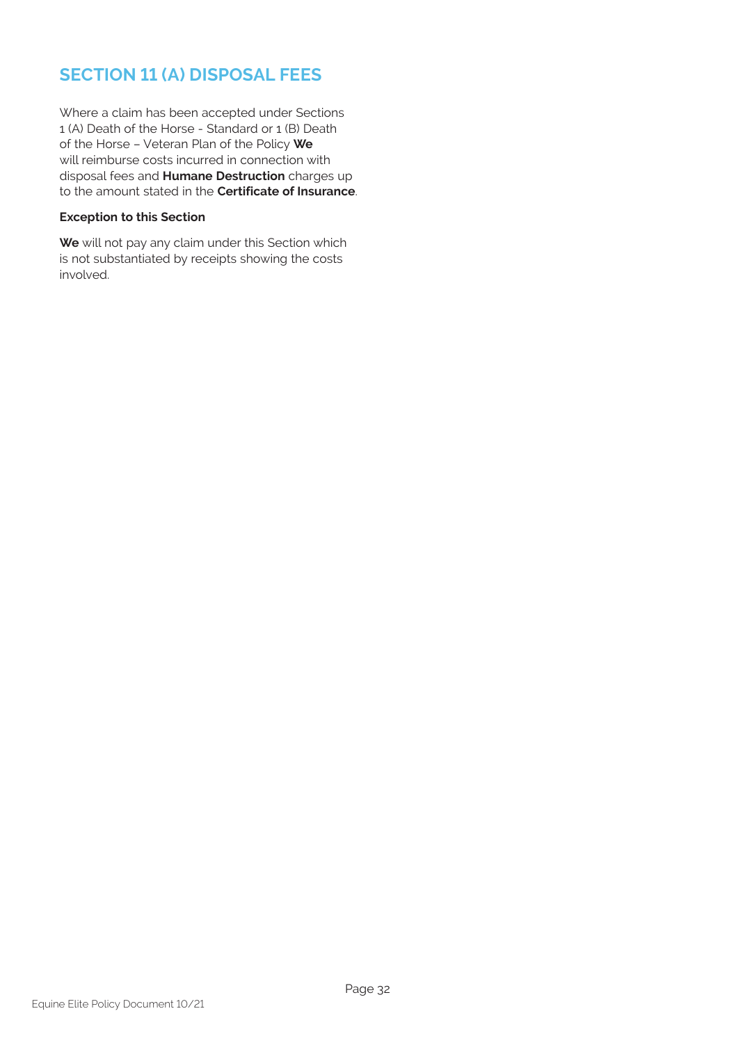## SECTION 11 (A) DISPOSAL FEES

Where a claim has been accepted under Sections 1 (A) Death of the Horse - Standard or 1 (B) Death of the Horse – Veteran Plan of the Policy **We** will reimburse costs incurred in connection with disposal fees and **Humane Destruction** charges up to the amount stated in the **Certificate of Insurance**.

**Exception to this Section**

**We** will not pay any claim under this Section which is not substantiated by receipts showing the costs involved.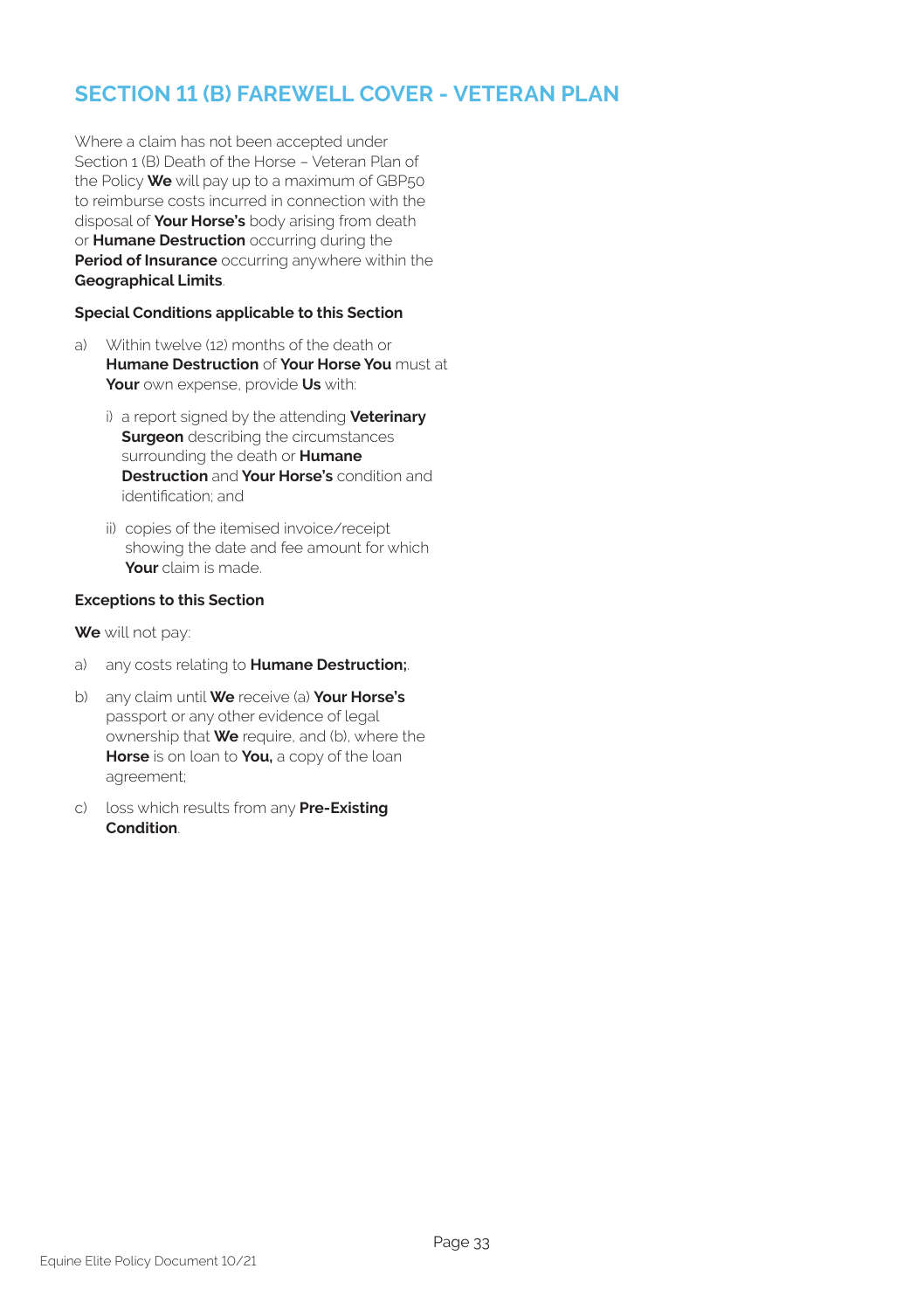## SECTION 11 (B) FAREWELL COVER - VETERAN PLAN

Where a claim has not been accepted under Section 1 (B) Death of the Horse – Veteran Plan of the Policy **We** will pay up to a maximum of GBP50 to reimburse costs incurred in connection with the disposal of **Your Horse's** body arising from death or **Humane Destruction** occurring during the **Period of Insurance** occurring anywhere within the **Geographical Limits**.

**Special Conditions applicable to this Section**

a) Within twelve (12) months of the death or **Humane Destruction** of **Your Horse You** must at **Your** own expense, provide **Us** with:

   i) a report signed by the attending **Veterinary Surgeon** describing the circumstances surrounding the death or **Humane Destruction** and **Your Horse's** condition and identification; and

   ii) copies of the itemised invoice/receipt showing the date and fee amount for which **Your** claim is made.

**Exceptions to this Section**

**We** will not pay:

a) any costs relating to **Humane Destruction;**.

b) any claim until **We** receive (a) **Your Horse's** passport or any other evidence of legal ownership that **We** require, and (b), where the **Horse** is on loan to **You,** a copy of the loan agreement;

c) loss which results from any **Pre-Existing Condition**.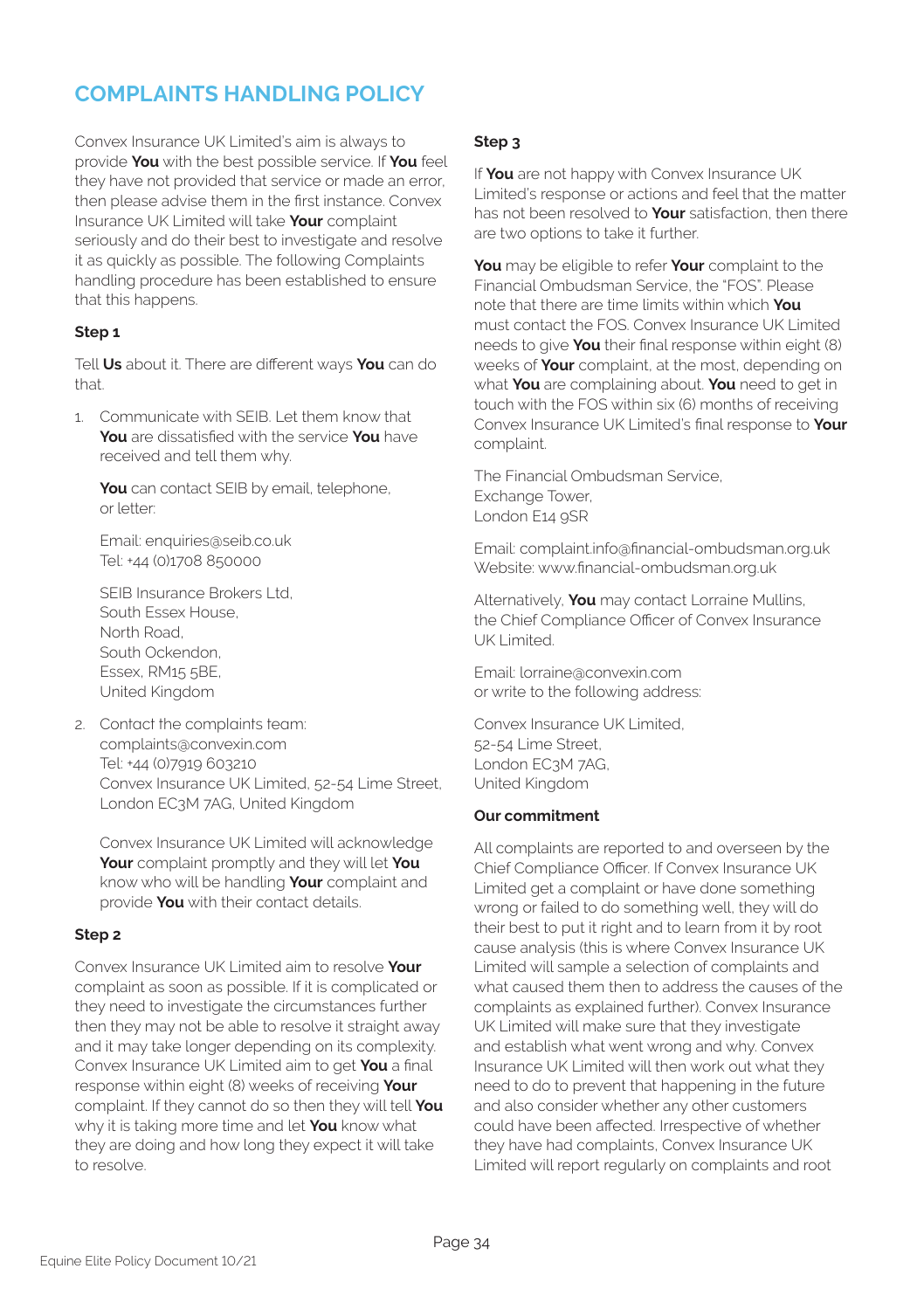## COMPLAINTS HANDLING POLICY

Convex Insurance UK Limited's aim is always to provide **You** with the best possible service. If **You** feel they have not provided that service or made an error, then please advise them in the first instance. Convex Insurance UK Limited will take **Your** complaint seriously and do their best to investigate and resolve it as quickly as possible. The following Complaints handling procedure has been established to ensure that this happens.

**Step 1**

Tell **Us** about it. There are different ways **You** can do that.

1. Communicate with SEIB. Let them know that **You** are dissatisfied with the service **You** have received and tell them why.

   **You** can contact SEIB by email, telephone, or letter:

   Email: enquiries@seib.co.uk
   Tel: +44 (0)1708 850000

   SEIB Insurance Brokers Ltd,
   South Essex House,
   North Road,
   South Ockendon,
   Essex, RM15 5BE,
   United Kingdom

2. Contact the complaints team:
   complaints@convexin.com
   Tel: +44 (0)7919 603210
   Convex Insurance UK Limited, 52-54 Lime Street, London EC3M 7AG, United Kingdom

   Convex Insurance UK Limited will acknowledge **Your** complaint promptly and they will let **You** know who will be handling **Your** complaint and provide **You** with their contact details.

**Step 2**

Convex Insurance UK Limited aim to resolve **Your** complaint as soon as possible. If it is complicated or they need to investigate the circumstances further then they may not be able to resolve it straight away and it may take longer depending on its complexity. Convex Insurance UK Limited aim to get **You** a final response within eight (8) weeks of receiving **Your** complaint. If they cannot do so then they will tell **You** why it is taking more time and let **You** know what they are doing and how long they expect it will take to resolve.

**Step 3**

If **You** are not happy with Convex Insurance UK Limited's response or actions and feel that the matter has not been resolved to **Your** satisfaction, then there are two options to take it further.

**You** may be eligible to refer **Your** complaint to the Financial Ombudsman Service, the "FOS". Please note that there are time limits within which **You** must contact the FOS. Convex Insurance UK Limited needs to give **You** their final response within eight (8) weeks of **Your** complaint, at the most, depending on what **You** are complaining about. **You** need to get in touch with the FOS within six (6) months of receiving Convex Insurance UK Limited's final response to **Your** complaint.

The Financial Ombudsman Service,
Exchange Tower,
London E14 9SR

Email: complaint.info@financial-ombudsman.org.uk
Website: www.financial-ombudsman.org.uk

Alternatively, **You** may contact Lorraine Mullins, the Chief Compliance Officer of Convex Insurance UK Limited.

Email: lorraine@convexin.com
or write to the following address:

Convex Insurance UK Limited,
52-54 Lime Street,
London EC3M 7AG,
United Kingdom

**Our commitment**

All complaints are reported to and overseen by the Chief Compliance Officer. If Convex Insurance UK Limited get a complaint or have done something wrong or failed to do something well, they will do their best to put it right and to learn from it by root cause analysis (this is where Convex Insurance UK Limited will sample a selection of complaints and what caused them then to address the causes of the complaints as explained further). Convex Insurance UK Limited will make sure that they investigate and establish what went wrong and why. Convex Insurance UK Limited will then work out what they need to do to prevent that happening in the future and also consider whether any other customers could have been affected. Irrespective of whether they have had complaints, Convex Insurance UK Limited will report regularly on complaints and root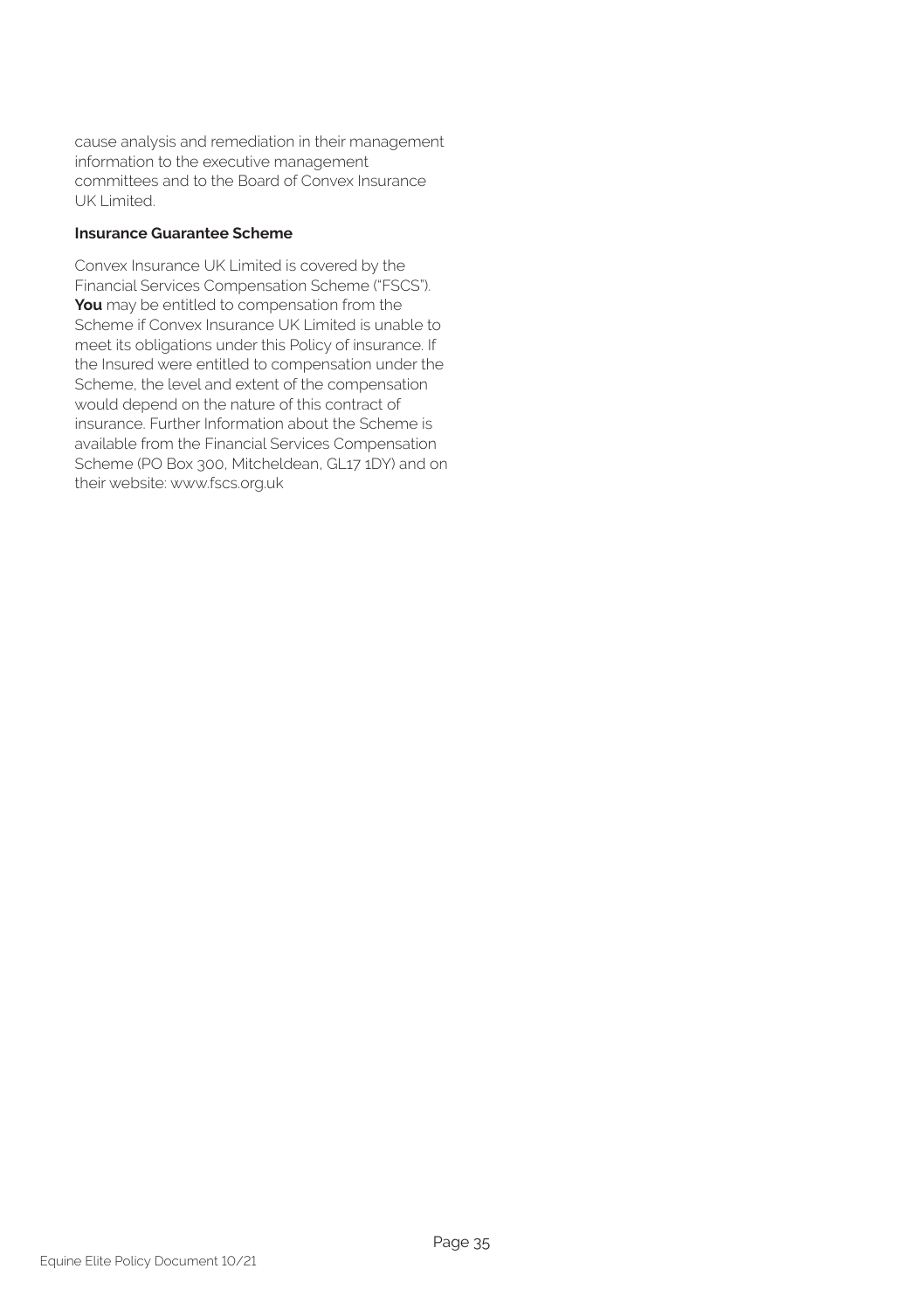cause analysis and remediation in their management information to the executive management committees and to the Board of Convex Insurance UK Limited.

**Insurance Guarantee Scheme**

Convex Insurance UK Limited is covered by the Financial Services Compensation Scheme ("FSCS"). **You** may be entitled to compensation from the Scheme if Convex Insurance UK Limited is unable to meet its obligations under this Policy of insurance. If the Insured were entitled to compensation under the Scheme, the level and extent of the compensation would depend on the nature of this contract of insurance. Further Information about the Scheme is available from the Financial Services Compensation Scheme (PO Box 300, Mitcheldean, GL17 1DY) and on their website: www.fscs.org.uk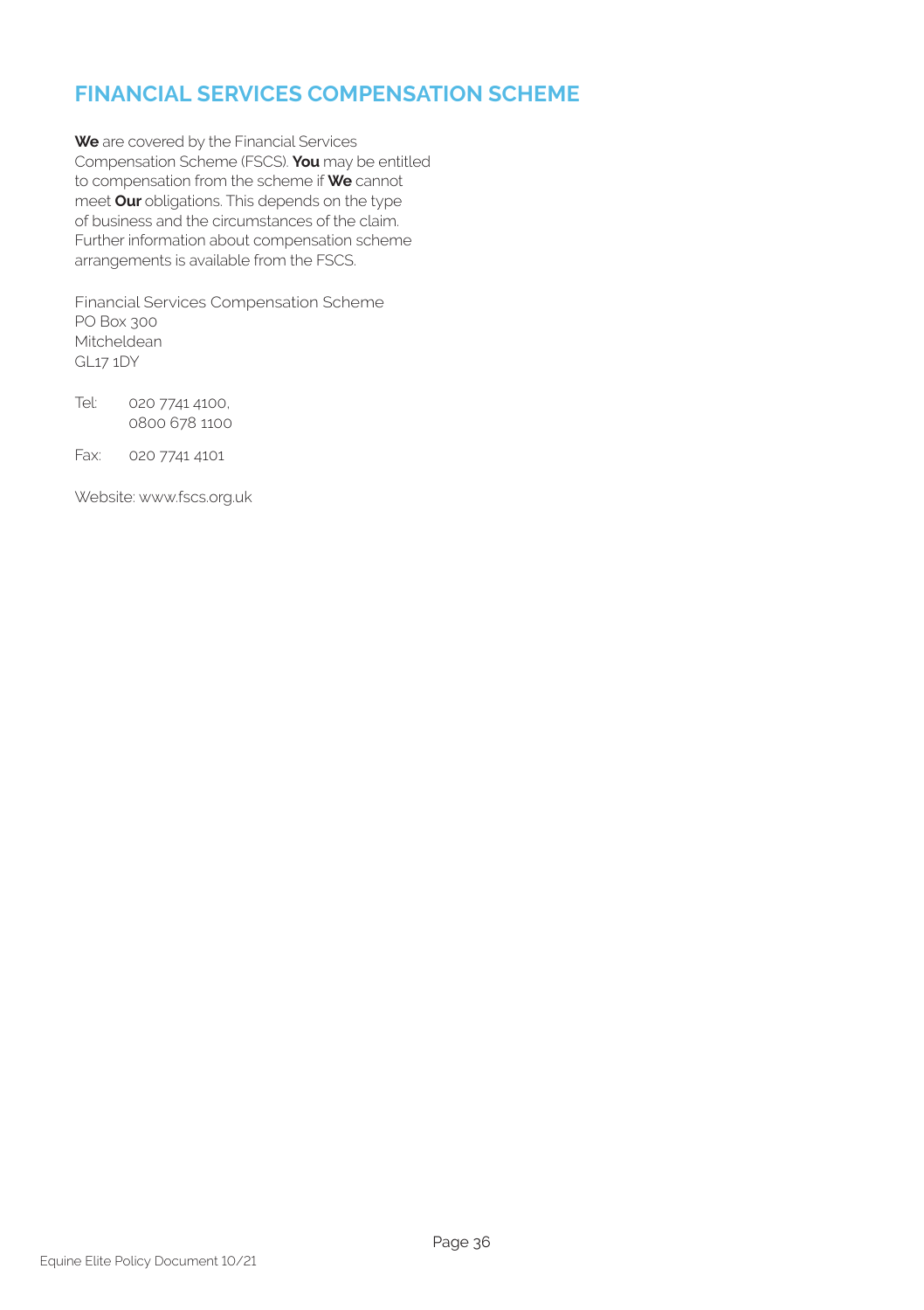# FINANCIAL SERVICES COMPENSATION SCHEME

**We** are covered by the Financial Services Compensation Scheme (FSCS). **You** may be entitled to compensation from the scheme if **We** cannot meet **Our** obligations. This depends on the type of business and the circumstances of the claim. Further information about compensation scheme arrangements is available from the FSCS.

Financial Services Compensation Scheme
PO Box 300
Mitcheldean
GL17 1DY

Tel: 020 7741 4100,
0800 678 1100

Fax: 020 7741 4101

Website: www.fscs.org.uk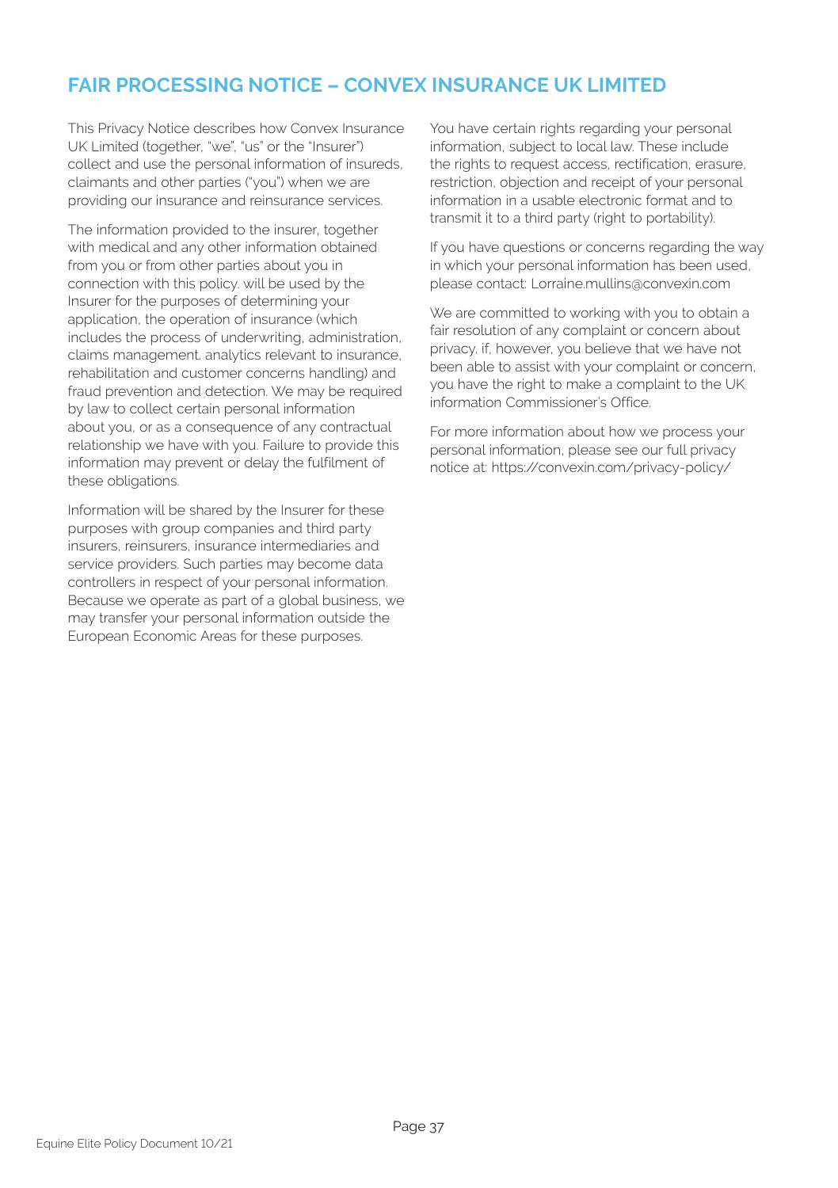## FAIR PROCESSING NOTICE – CONVEX INSURANCE UK LIMITED

This Privacy Notice describes how Convex Insurance UK Limited (together, "we", "us" or the "Insurer") collect and use the personal information of insureds, claimants and other parties ("you") when we are providing our insurance and reinsurance services.

The information provided to the insurer, together with medical and any other information obtained from you or from other parties about you in connection with this policy. will be used by the Insurer for the purposes of determining your application, the operation of insurance (which includes the process of underwriting, administration, claims management. analytics relevant to insurance, rehabilitation and customer concerns handling) and fraud prevention and detection. We may be required by law to collect certain personal information about you, or as a consequence of any contractual relationship we have with you. Failure to provide this information may prevent or delay the fulfilment of these obligations.

Information will be shared by the Insurer for these purposes with group companies and third party insurers, reinsurers, insurance intermediaries and service providers. Such parties may become data controllers in respect of your personal information. Because we operate as part of a global business, we may transfer your personal information outside the European Economic Areas for these purposes.

You have certain rights regarding your personal information, subject to local law. These include the rights to request access, rectification, erasure, restriction, objection and receipt of your personal information in a usable electronic format and to transmit it to a third party (right to portability).

If you have questions or concerns regarding the way in which your personal information has been used, please contact: Lorraine.mullins@convexin.com

We are committed to working with you to obtain a fair resolution of any complaint or concern about privacy. if, however, you believe that we have not been able to assist with your complaint or concern, you have the right to make a complaint to the UK information Commissioner's Office.

For more information about how we process your personal information, please see our full privacy notice at: https://convexin.com/privacy-policy/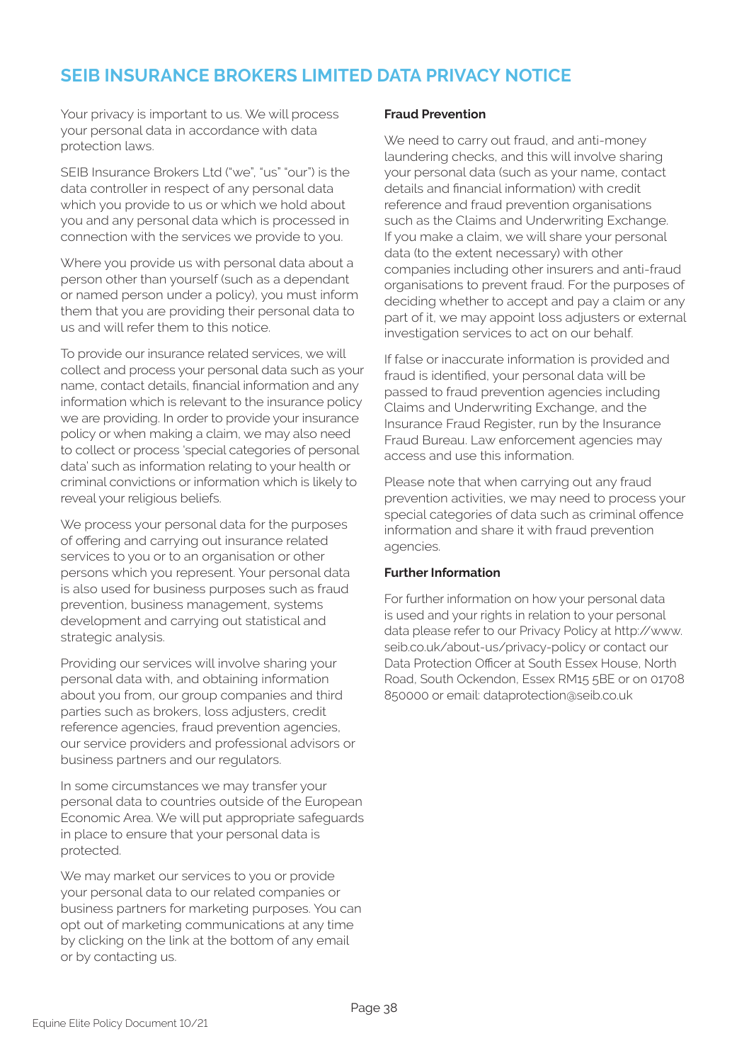# SEIB INSURANCE BROKERS LIMITED DATA PRIVACY NOTICE

Your privacy is important to us. We will process your personal data in accordance with data protection laws.

SEIB Insurance Brokers Ltd ("we", "us" "our") is the data controller in respect of any personal data which you provide to us or which we hold about you and any personal data which is processed in connection with the services we provide to you.

Where you provide us with personal data about a person other than yourself (such as a dependant or named person under a policy), you must inform them that you are providing their personal data to us and will refer them to this notice.

To provide our insurance related services, we will collect and process your personal data such as your name, contact details, financial information and any information which is relevant to the insurance policy we are providing. In order to provide your insurance policy or when making a claim, we may also need to collect or process 'special categories of personal data' such as information relating to your health or criminal convictions or information which is likely to reveal your religious beliefs.

We process your personal data for the purposes of offering and carrying out insurance related services to you or to an organisation or other persons which you represent. Your personal data is also used for business purposes such as fraud prevention, business management, systems development and carrying out statistical and strategic analysis.

Providing our services will involve sharing your personal data with, and obtaining information about you from, our group companies and third parties such as brokers, loss adjusters, credit reference agencies, fraud prevention agencies, our service providers and professional advisors or business partners and our regulators.

In some circumstances we may transfer your personal data to countries outside of the European Economic Area. We will put appropriate safeguards in place to ensure that your personal data is protected.

We may market our services to you or provide your personal data to our related companies or business partners for marketing purposes. You can opt out of marketing communications at any time by clicking on the link at the bottom of any email or by contacting us.

**Fraud Prevention**

We need to carry out fraud, and anti-money laundering checks, and this will involve sharing your personal data (such as your name, contact details and financial information) with credit reference and fraud prevention organisations such as the Claims and Underwriting Exchange. If you make a claim, we will share your personal data (to the extent necessary) with other companies including other insurers and anti-fraud organisations to prevent fraud. For the purposes of deciding whether to accept and pay a claim or any part of it, we may appoint loss adjusters or external investigation services to act on our behalf.

If false or inaccurate information is provided and fraud is identified, your personal data will be passed to fraud prevention agencies including Claims and Underwriting Exchange, and the Insurance Fraud Register, run by the Insurance Fraud Bureau. Law enforcement agencies may access and use this information.

Please note that when carrying out any fraud prevention activities, we may need to process your special categories of data such as criminal offence information and share it with fraud prevention agencies.

**Further Information**

For further information on how your personal data is used and your rights in relation to your personal data please refer to our Privacy Policy at http://www.seib.co.uk/about-us/privacy-policy or contact our Data Protection Officer at South Essex House, North Road, South Ockendon, Essex RM15 5BE or on 01708 850000 or email: dataprotection@seib.co.uk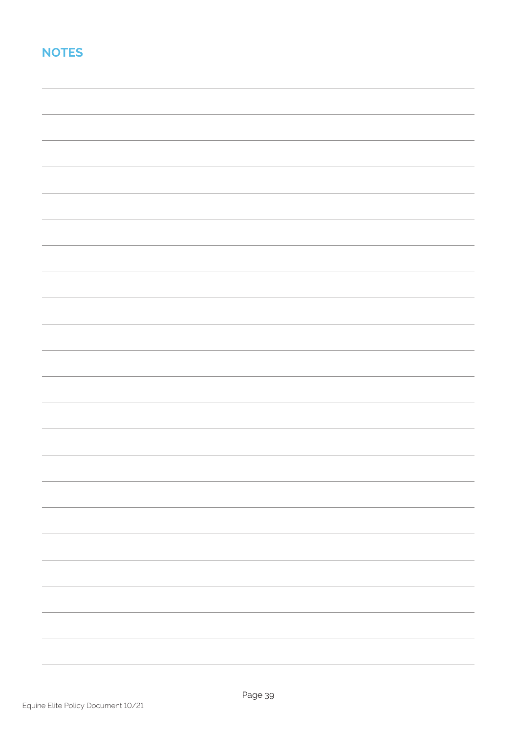## NOTES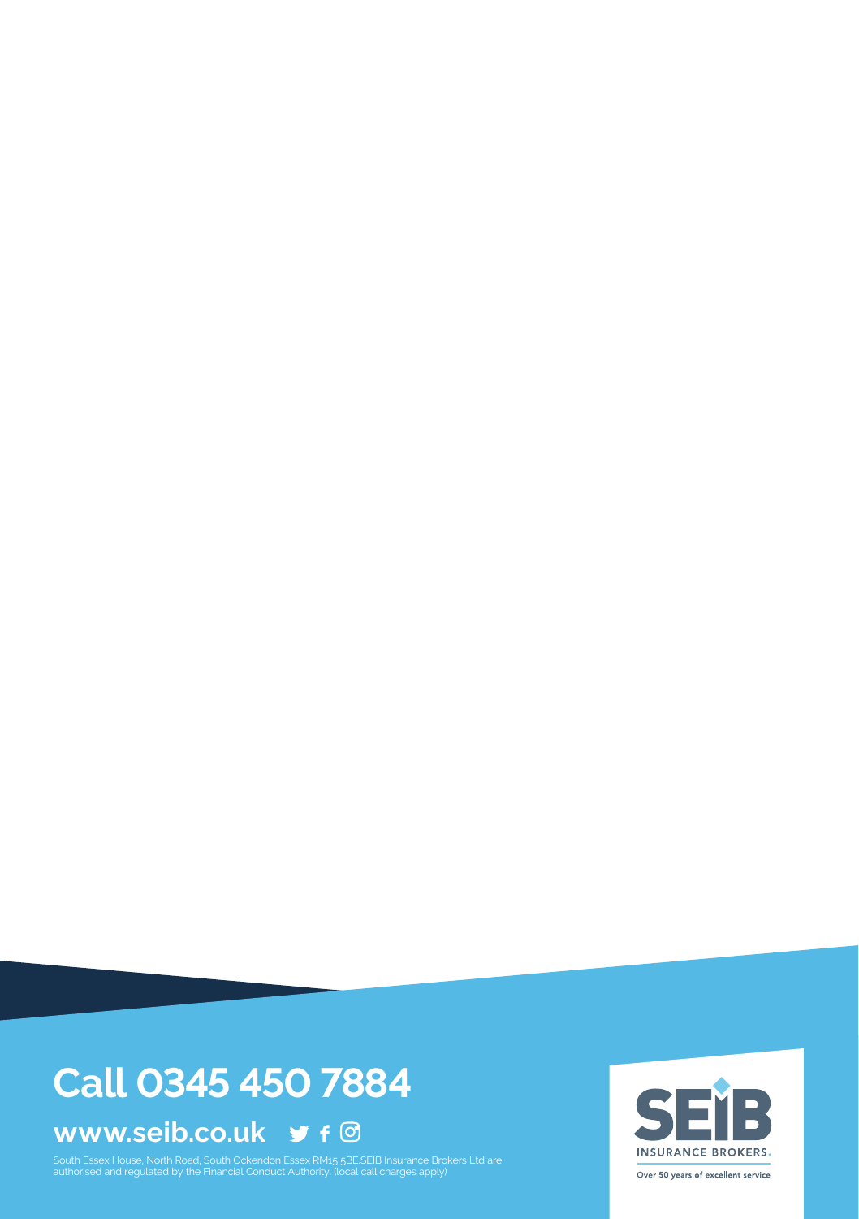# Call 0345 450 7884

## www.seib.co.uk

South Essex House, North Road, South Ockendon Essex RM15 5BE.SEIB Insurance Brokers Ltd are authorised and regulated by the Financial Conduct Authority. (local call charges apply)

SEIB INSURANCE BROKERS

Over 50 years of excellent service